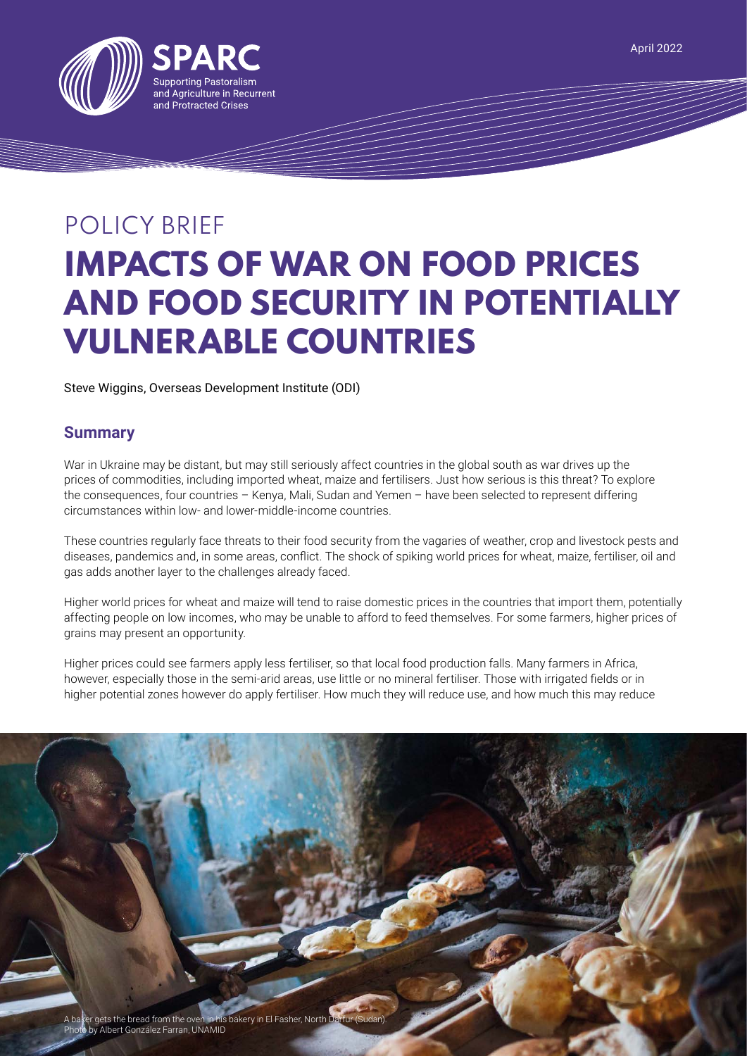April 2022

SPARC
Supporting Pastoralism and Agriculture in Recurrent and Protracted Crises

POLICY BRIEF

# IMPACTS OF WAR ON FOOD PRICES AND FOOD SECURITY IN POTENTIALLY VULNERABLE COUNTRIES

Steve Wiggins, Overseas Development Institute (ODI)

## Summary

War in Ukraine may be distant, but may still seriously affect countries in the global south as war drives up the prices of commodities, including imported wheat, maize and fertilisers. Just how serious is this threat? To explore the consequences, four countries – Kenya, Mali, Sudan and Yemen – have been selected to represent differing circumstances within low- and lower-middle-income countries.

These countries regularly face threats to their food security from the vagaries of weather, crop and livestock pests and diseases, pandemics and, in some areas, conflict. The shock of spiking world prices for wheat, maize, fertiliser, oil and gas adds another layer to the challenges already faced.

Higher world prices for wheat and maize will tend to raise domestic prices in the countries that import them, potentially affecting people on low incomes, who may be unable to afford to feed themselves. For some farmers, higher prices of grains may present an opportunity.

Higher prices could see farmers apply less fertiliser, so that local food production falls. Many farmers in Africa, however, especially those in the semi-arid areas, use little or no mineral fertiliser. Those with irrigated fields or in higher potential zones however do apply fertiliser. How much they will reduce use, and how much this may reduce

A baker gets the bread from the oven in his bakery in El Fasher, North Darfur (Sudan). Photo by Albert González Farran, UNAMID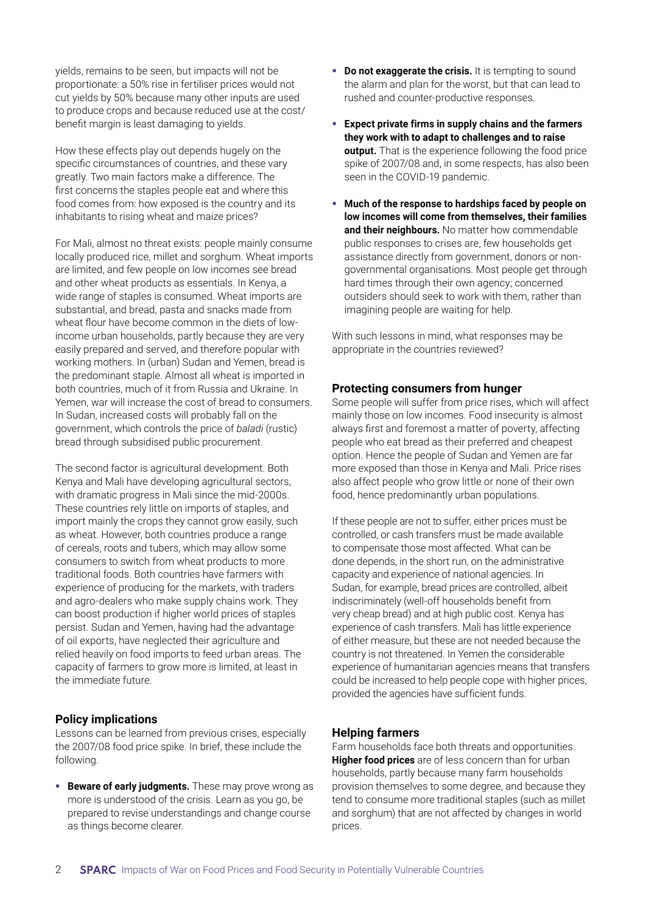yields, remains to be seen, but impacts will not be proportionate: a 50% rise in fertiliser prices would not cut yields by 50% because many other inputs are used to produce crops and because reduced use at the cost/benefit margin is least damaging to yields.

How these effects play out depends hugely on the specific circumstances of countries, and these vary greatly. Two main factors make a difference. The first concerns the staples people eat and where this food comes from: how exposed is the country and its inhabitants to rising wheat and maize prices?

For Mali, almost no threat exists: people mainly consume locally produced rice, millet and sorghum. Wheat imports are limited, and few people on low incomes see bread and other wheat products as essentials. In Kenya, a wide range of staples is consumed. Wheat imports are substantial, and bread, pasta and snacks made from wheat flour have become common in the diets of low-income urban households, partly because they are very easily prepared and served, and therefore popular with working mothers. In (urban) Sudan and Yemen, bread is the predominant staple. Almost all wheat is imported in both countries, much of it from Russia and Ukraine. In Yemen, war will increase the cost of bread to consumers. In Sudan, increased costs will probably fall on the government, which controls the price of *baladi* (rustic) bread through subsidised public procurement.

The second factor is agricultural development. Both Kenya and Mali have developing agricultural sectors, with dramatic progress in Mali since the mid-2000s. These countries rely little on imports of staples, and import mainly the crops they cannot grow easily, such as wheat. However, both countries produce a range of cereals, roots and tubers, which may allow some consumers to switch from wheat products to more traditional foods. Both countries have farmers with experience of producing for the markets, with traders and agro-dealers who make supply chains work. They can boost production if higher world prices of staples persist. Sudan and Yemen, having had the advantage of oil exports, have neglected their agriculture and relied heavily on food imports to feed urban areas. The capacity of farmers to grow more is limited, at least in the immediate future.

### Policy implications

Lessons can be learned from previous crises, especially the 2007/08 food price spike. In brief, these include the following.

- **Beware of early judgments.** These may prove wrong as more is understood of the crisis. Learn as you go, be prepared to revise understandings and change course as things become clearer.
- **Do not exaggerate the crisis.** It is tempting to sound the alarm and plan for the worst, but that can lead to rushed and counter-productive responses.
- **Expect private firms in supply chains and the farmers they work with to adapt to challenges and to raise output.** That is the experience following the food price spike of 2007/08 and, in some respects, has also been seen in the COVID-19 pandemic.
- **Much of the response to hardships faced by people on low incomes will come from themselves, their families and their neighbours.** No matter how commendable public responses to crises are, few households get assistance directly from government, donors or non-governmental organisations. Most people get through hard times through their own agency; concerned outsiders should seek to work with them, rather than imagining people are waiting for help.

With such lessons in mind, what responses may be appropriate in the countries reviewed?

### Protecting consumers from hunger

Some people will suffer from price rises, which will affect mainly those on low incomes. Food insecurity is almost always first and foremost a matter of poverty, affecting people who eat bread as their preferred and cheapest option. Hence the people of Sudan and Yemen are far more exposed than those in Kenya and Mali. Price rises also affect people who grow little or none of their own food, hence predominantly urban populations.

If these people are not to suffer, either prices must be controlled, or cash transfers must be made available to compensate those most affected. What can be done depends, in the short run, on the administrative capacity and experience of national agencies. In Sudan, for example, bread prices are controlled, albeit indiscriminately (well-off households benefit from very cheap bread) and at high public cost. Kenya has experience of cash transfers. Mali has little experience of either measure, but these are not needed because the country is not threatened. In Yemen the considerable experience of humanitarian agencies means that transfers could be increased to help people cope with higher prices, provided the agencies have sufficient funds.

### Helping farmers

Farm households face both threats and opportunities. **Higher food prices** are of less concern than for urban households, partly because many farm households provision themselves to some degree, and because they tend to consume more traditional staples (such as millet and sorghum) that are not affected by changes in world prices.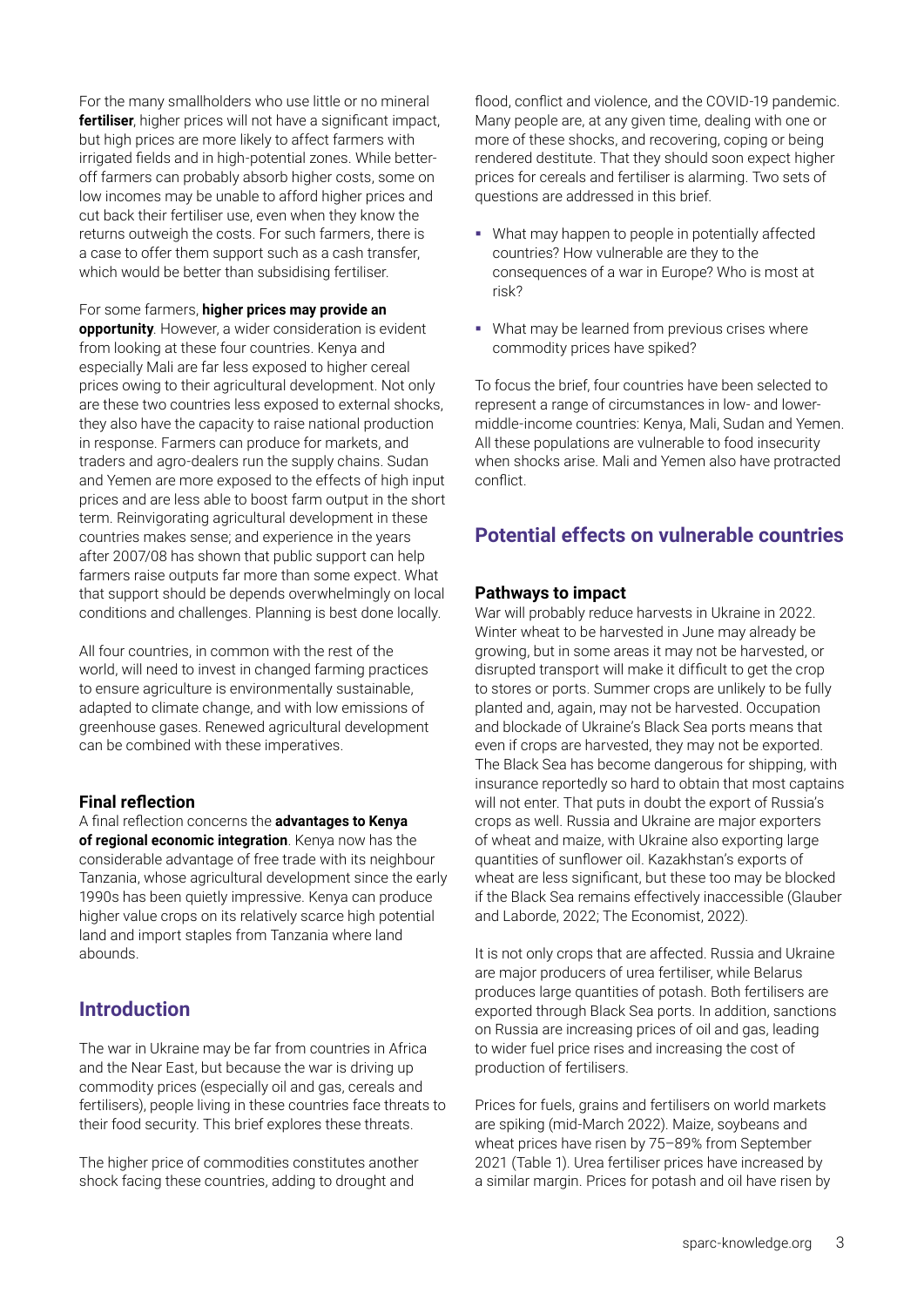For the many smallholders who use little or no mineral **fertiliser**, higher prices will not have a significant impact, but high prices are more likely to affect farmers with irrigated fields and in high-potential zones. While better-off farmers can probably absorb higher costs, some on low incomes may be unable to afford higher prices and cut back their fertiliser use, even when they know the returns outweigh the costs. For such farmers, there is a case to offer them support such as a cash transfer, which would be better than subsidising fertiliser.

For some farmers, **higher prices may provide an opportunity**. However, a wider consideration is evident from looking at these four countries. Kenya and especially Mali are far less exposed to higher cereal prices owing to their agricultural development. Not only are these two countries less exposed to external shocks, they also have the capacity to raise national production in response. Farmers can produce for markets, and traders and agro-dealers run the supply chains. Sudan and Yemen are more exposed to the effects of high input prices and are less able to boost farm output in the short term. Reinvigorating agricultural development in these countries makes sense; and experience in the years after 2007/08 has shown that public support can help farmers raise outputs far more than some expect. What that support should be depends overwhelmingly on local conditions and challenges. Planning is best done locally.

All four countries, in common with the rest of the world, will need to invest in changed farming practices to ensure agriculture is environmentally sustainable, adapted to climate change, and with low emissions of greenhouse gases. Renewed agricultural development can be combined with these imperatives.

### Final reflection

A final reflection concerns the **advantages to Kenya of regional economic integration**. Kenya now has the considerable advantage of free trade with its neighbour Tanzania, whose agricultural development since the early 1990s has been quietly impressive. Kenya can produce higher value crops on its relatively scarce high potential land and import staples from Tanzania where land abounds.

## Introduction

The war in Ukraine may be far from countries in Africa and the Near East, but because the war is driving up commodity prices (especially oil and gas, cereals and fertilisers), people living in these countries face threats to their food security. This brief explores these threats.

The higher price of commodities constitutes another shock facing these countries, adding to drought and flood, conflict and violence, and the COVID-19 pandemic. Many people are, at any given time, dealing with one or more of these shocks, and recovering, coping or being rendered destitute. That they should soon expect higher prices for cereals and fertiliser is alarming. Two sets of questions are addressed in this brief.

- What may happen to people in potentially affected countries? How vulnerable are they to the consequences of a war in Europe? Who is most at risk?
- What may be learned from previous crises where commodity prices have spiked?

To focus the brief, four countries have been selected to represent a range of circumstances in low- and lower-middle-income countries: Kenya, Mali, Sudan and Yemen. All these populations are vulnerable to food insecurity when shocks arise. Mali and Yemen also have protracted conflict.

## Potential effects on vulnerable countries

### Pathways to impact

War will probably reduce harvests in Ukraine in 2022. Winter wheat to be harvested in June may already be growing, but in some areas it may not be harvested, or disrupted transport will make it difficult to get the crop to stores or ports. Summer crops are unlikely to be fully planted and, again, may not be harvested. Occupation and blockade of Ukraine's Black Sea ports means that even if crops are harvested, they may not be exported. The Black Sea has become dangerous for shipping, with insurance reportedly so hard to obtain that most captains will not enter. That puts in doubt the export of Russia's crops as well. Russia and Ukraine are major exporters of wheat and maize, with Ukraine also exporting large quantities of sunflower oil. Kazakhstan's exports of wheat are less significant, but these too may be blocked if the Black Sea remains effectively inaccessible (Glauber and Laborde, 2022; The Economist, 2022).

It is not only crops that are affected. Russia and Ukraine are major producers of urea fertiliser, while Belarus produces large quantities of potash. Both fertilisers are exported through Black Sea ports. In addition, sanctions on Russia are increasing prices of oil and gas, leading to wider fuel price rises and increasing the cost of production of fertilisers.

Prices for fuels, grains and fertilisers on world markets are spiking (mid-March 2022). Maize, soybeans and wheat prices have risen by 75–89% from September 2021 (Table 1). Urea fertiliser prices have increased by a similar margin. Prices for potash and oil have risen by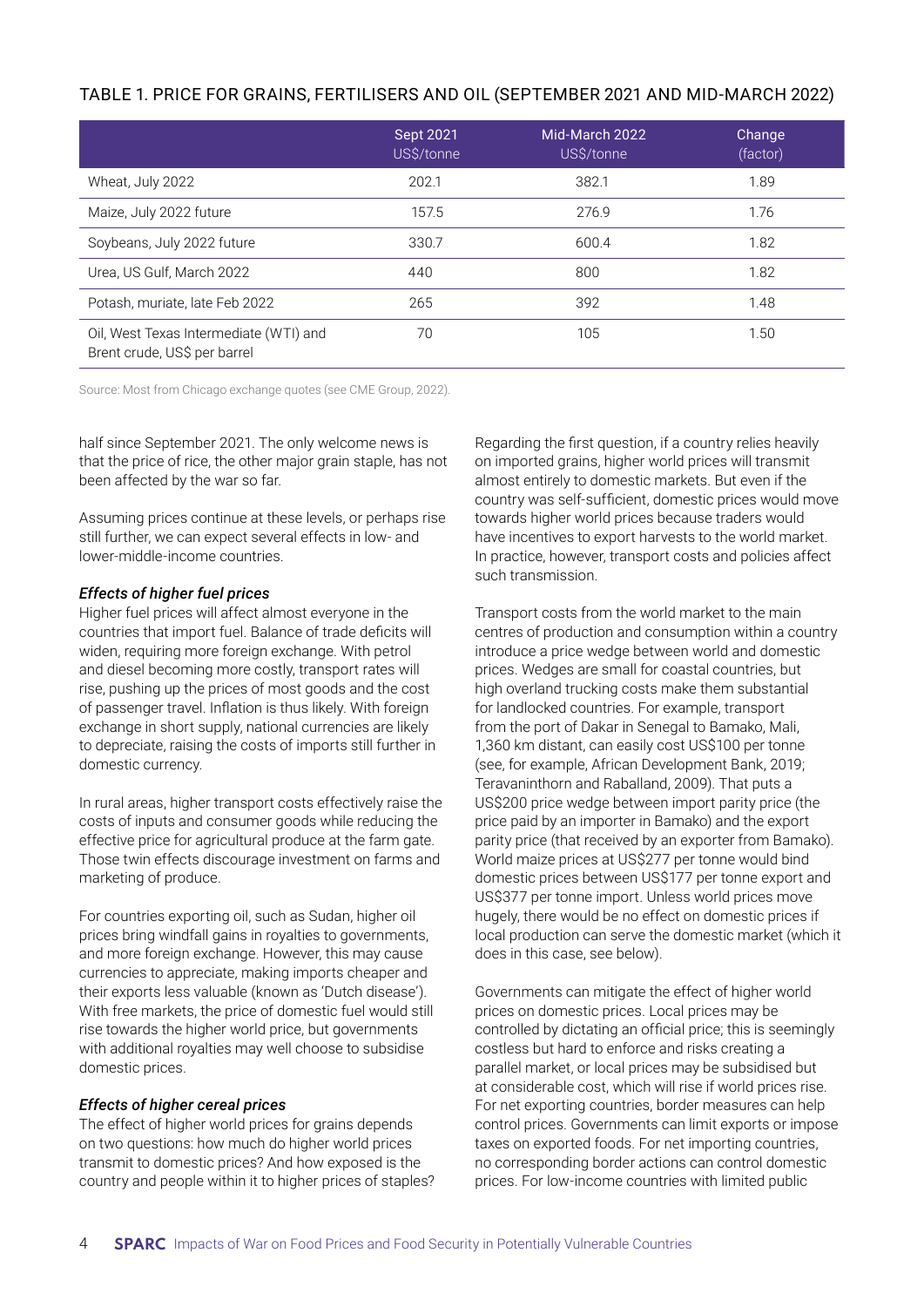TABLE 1. PRICE FOR GRAINS, FERTILISERS AND OIL (SEPTEMBER 2021 AND MID-MARCH 2022)

| | Sept 2021 US$/tonne | Mid-March 2022 US$/tonne | Change (factor) |
|---|---|---|---|
| Wheat, July 2022 | 202.1 | 382.1 | 1.89 |
| Maize, July 2022 future | 157.5 | 276.9 | 1.76 |
| Soybeans, July 2022 future | 330.7 | 600.4 | 1.82 |
| Urea, US Gulf, March 2022 | 440 | 800 | 1.82 |
| Potash, muriate, late Feb 2022 | 265 | 392 | 1.48 |
| Oil, West Texas Intermediate (WTI) and Brent crude, US$ per barrel | 70 | 105 | 1.50 |

Source: Most from Chicago exchange quotes (see CME Group, 2022).

half since September 2021. The only welcome news is that the price of rice, the other major grain staple, has not been affected by the war so far.

Assuming prices continue at these levels, or perhaps rise still further, we can expect several effects in low- and lower-middle-income countries.

***Effects of higher fuel prices***

Higher fuel prices will affect almost everyone in the countries that import fuel. Balance of trade deficits will widen, requiring more foreign exchange. With petrol and diesel becoming more costly, transport rates will rise, pushing up the prices of most goods and the cost of passenger travel. Inflation is thus likely. With foreign exchange in short supply, national currencies are likely to depreciate, raising the costs of imports still further in domestic currency.

In rural areas, higher transport costs effectively raise the costs of inputs and consumer goods while reducing the effective price for agricultural produce at the farm gate. Those twin effects discourage investment on farms and marketing of produce.

For countries exporting oil, such as Sudan, higher oil prices bring windfall gains in royalties to governments, and more foreign exchange. However, this may cause currencies to appreciate, making imports cheaper and their exports less valuable (known as 'Dutch disease'). With free markets, the price of domestic fuel would still rise towards the higher world price, but governments with additional royalties may well choose to subsidise domestic prices.

***Effects of higher cereal prices***

The effect of higher world prices for grains depends on two questions: how much do higher world prices transmit to domestic prices? And how exposed is the country and people within it to higher prices of staples?

Regarding the first question, if a country relies heavily on imported grains, higher world prices will transmit almost entirely to domestic markets. But even if the country was self-sufficient, domestic prices would move towards higher world prices because traders would have incentives to export harvests to the world market. In practice, however, transport costs and policies affect such transmission.

Transport costs from the world market to the main centres of production and consumption within a country introduce a price wedge between world and domestic prices. Wedges are small for coastal countries, but high overland trucking costs make them substantial for landlocked countries. For example, transport from the port of Dakar in Senegal to Bamako, Mali, 1,360 km distant, can easily cost US$100 per tonne (see, for example, African Development Bank, 2019; Teravaninthorn and Raballand, 2009). That puts a US$200 price wedge between import parity price (the price paid by an importer in Bamako) and the export parity price (that received by an exporter from Bamako). World maize prices at US$277 per tonne would bind domestic prices between US$177 per tonne export and US$377 per tonne import. Unless world prices move hugely, there would be no effect on domestic prices if local production can serve the domestic market (which it does in this case, see below).

Governments can mitigate the effect of higher world prices on domestic prices. Local prices may be controlled by dictating an official price; this is seemingly costless but hard to enforce and risks creating a parallel market, or local prices may be subsidised but at considerable cost, which will rise if world prices rise. For net exporting countries, border measures can help control prices. Governments can limit exports or impose taxes on exported foods. For net importing countries, no corresponding border actions can control domestic prices. For low-income countries with limited public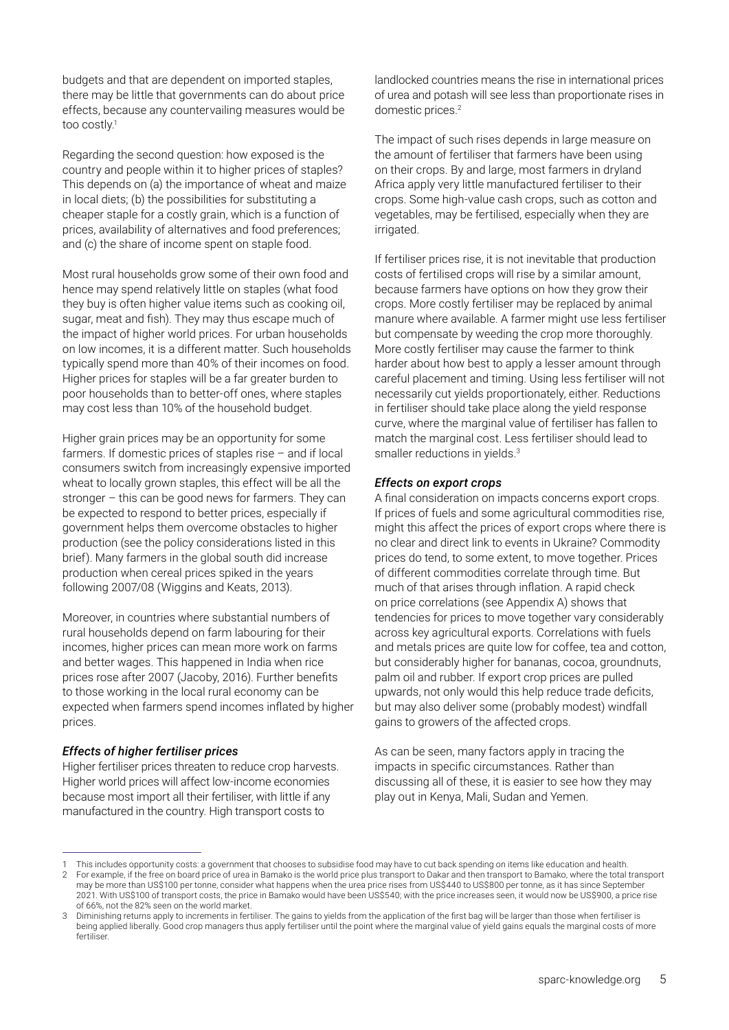budgets and that are dependent on imported staples, there may be little that governments can do about price effects, because any countervailing measures would be too costly.[1]

Regarding the second question: how exposed is the country and people within it to higher prices of staples? This depends on (a) the importance of wheat and maize in local diets; (b) the possibilities for substituting a cheaper staple for a costly grain, which is a function of prices, availability of alternatives and food preferences; and (c) the share of income spent on staple food.

Most rural households grow some of their own food and hence may spend relatively little on staples (what food they buy is often higher value items such as cooking oil, sugar, meat and fish). They may thus escape much of the impact of higher world prices. For urban households on low incomes, it is a different matter. Such households typically spend more than 40% of their incomes on food. Higher prices for staples will be a far greater burden to poor households than to better-off ones, where staples may cost less than 10% of the household budget.

Higher grain prices may be an opportunity for some farmers. If domestic prices of staples rise – and if local consumers switch from increasingly expensive imported wheat to locally grown staples, this effect will be all the stronger – this can be good news for farmers. They can be expected to respond to better prices, especially if government helps them overcome obstacles to higher production (see the policy considerations listed in this brief). Many farmers in the global south did increase production when cereal prices spiked in the years following 2007/08 (Wiggins and Keats, 2013).

Moreover, in countries where substantial numbers of rural households depend on farm labouring for their incomes, higher prices can mean more work on farms and better wages. This happened in India when rice prices rose after 2007 (Jacoby, 2016). Further benefits to those working in the local rural economy can be expected when farmers spend incomes inflated by higher prices.

### *Effects of higher fertiliser prices*

Higher fertiliser prices threaten to reduce crop harvests. Higher world prices will affect low-income economies because most import all their fertiliser, with little if any manufactured in the country. High transport costs to landlocked countries means the rise in international prices of urea and potash will see less than proportionate rises in domestic prices.[2]

The impact of such rises depends in large measure on the amount of fertiliser that farmers have been using on their crops. By and large, most farmers in dryland Africa apply very little manufactured fertiliser to their crops. Some high-value cash crops, such as cotton and vegetables, may be fertilised, especially when they are irrigated.

If fertiliser prices rise, it is not inevitable that production costs of fertilised crops will rise by a similar amount, because farmers have options on how they grow their crops. More costly fertiliser may be replaced by animal manure where available. A farmer might use less fertiliser but compensate by weeding the crop more thoroughly. More costly fertiliser may cause the farmer to think harder about how best to apply a lesser amount through careful placement and timing. Using less fertiliser will not necessarily cut yields proportionately, either. Reductions in fertiliser should take place along the yield response curve, where the marginal value of fertiliser has fallen to match the marginal cost. Less fertiliser should lead to smaller reductions in yields.[3]

### *Effects on export crops*

A final consideration on impacts concerns export crops. If prices of fuels and some agricultural commodities rise, might this affect the prices of export crops where there is no clear and direct link to events in Ukraine? Commodity prices do tend, to some extent, to move together. Prices of different commodities correlate through time. But much of that arises through inflation. A rapid check on price correlations (see Appendix A) shows that tendencies for prices to move together vary considerably across key agricultural exports. Correlations with fuels and metals prices are quite low for coffee, tea and cotton, but considerably higher for bananas, cocoa, groundnuts, palm oil and rubber. If export crop prices are pulled upwards, not only would this help reduce trade deficits, but may also deliver some (probably modest) windfall gains to growers of the affected crops.

As can be seen, many factors apply in tracing the impacts in specific circumstances. Rather than discussing all of these, it is easier to see how they may play out in Kenya, Mali, Sudan and Yemen.

---

1 This includes opportunity costs: a government that chooses to subsidise food may have to cut back spending on items like education and health.

2 For example, if the free on board price of urea in Bamako is the world price plus transport to Dakar and then transport to Bamako, where the total transport may be more than US$100 per tonne, consider what happens when the urea price rises from US$440 to US$800 per tonne, as it has since September 2021. With US$100 of transport costs, the price in Bamako would have been US$540; with the price increases seen, it would now be US$900, a price rise of 66%, not the 82% seen on the world market.

3 Diminishing returns apply to increments in fertiliser. The gains to yields from the application of the first bag will be larger than those when fertiliser is being applied liberally. Good crop managers thus apply fertiliser until the point where the marginal value of yield gains equals the marginal costs of more fertiliser.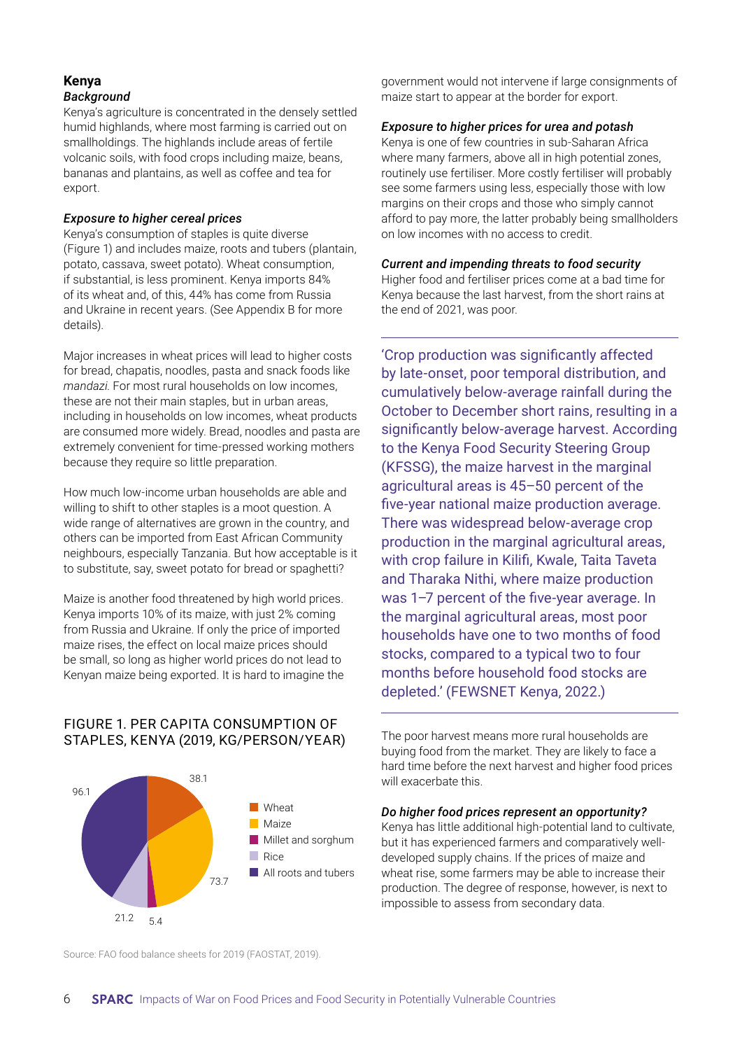## Kenya

### *Background*

Kenya's agriculture is concentrated in the densely settled humid highlands, where most farming is carried out on smallholdings. The highlands include areas of fertile volcanic soils, with food crops including maize, beans, bananas and plantains, as well as coffee and tea for export.

### *Exposure to higher cereal prices*

Kenya's consumption of staples is quite diverse (Figure 1) and includes maize, roots and tubers (plantain, potato, cassava, sweet potato). Wheat consumption, if substantial, is less prominent. Kenya imports 84% of its wheat and, of this, 44% has come from Russia and Ukraine in recent years. (See Appendix B for more details).

Major increases in wheat prices will lead to higher costs for bread, chapatis, noodles, pasta and snack foods like *mandazi*. For most rural households on low incomes, these are not their main staples, but in urban areas, including in households on low incomes, wheat products are consumed more widely. Bread, noodles and pasta are extremely convenient for time-pressed working mothers because they require so little preparation.

How much low-income urban households are able and willing to shift to other staples is a moot question. A wide range of alternatives are grown in the country, and others can be imported from East African Community neighbours, especially Tanzania. But how acceptable is it to substitute, say, sweet potato for bread or spaghetti?

Maize is another food threatened by high world prices. Kenya imports 10% of its maize, with just 2% coming from Russia and Ukraine. If only the price of imported maize rises, the effect on local maize prices should be small, so long as higher world prices do not lead to Kenyan maize being exported. It is hard to imagine the government would not intervene if large consignments of maize start to appear at the border for export.

FIGURE 1. PER CAPITA CONSUMPTION OF STAPLES, KENYA (2019, KG/PERSON/YEAR)

| Staple | kg/person/year |
|---|---|
| Wheat | 38.1 |
| Maize | 73.7 |
| Millet and sorghum | 5.4 |
| Rice | 21.2 |
| All roots and tubers | 96.1 |

Source: FAO food balance sheets for 2019 (FAOSTAT, 2019).

### *Exposure to higher prices for urea and potash*

Kenya is one of few countries in sub-Saharan Africa where many farmers, above all in high potential zones, routinely use fertiliser. More costly fertiliser will probably see some farmers using less, especially those with low margins on their crops and those who simply cannot afford to pay more, the latter probably being smallholders on low incomes with no access to credit.

### *Current and impending threats to food security*

Higher food and fertiliser prices come at a bad time for Kenya because the last harvest, from the short rains at the end of 2021, was poor.

> 'Crop production was significantly affected by late-onset, poor temporal distribution, and cumulatively below-average rainfall during the October to December short rains, resulting in a significantly below-average harvest. According to the Kenya Food Security Steering Group (KFSSG), the maize harvest in the marginal agricultural areas is 45–50 percent of the five-year national maize production average. There was widespread below-average crop production in the marginal agricultural areas, with crop failure in Kilifi, Kwale, Taita Taveta and Tharaka Nithi, where maize production was 1–7 percent of the five-year average. In the marginal agricultural areas, most poor households have one to two months of food stocks, compared to a typical two to four months before household food stocks are depleted.' (FEWSNET Kenya, 2022.)

The poor harvest means more rural households are buying food from the market. They are likely to face a hard time before the next harvest and higher food prices will exacerbate this.

### *Do higher food prices represent an opportunity?*

Kenya has little additional high-potential land to cultivate, but it has experienced farmers and comparatively well-developed supply chains. If the prices of maize and wheat rise, some farmers may be able to increase their production. The degree of response, however, is next to impossible to assess from secondary data.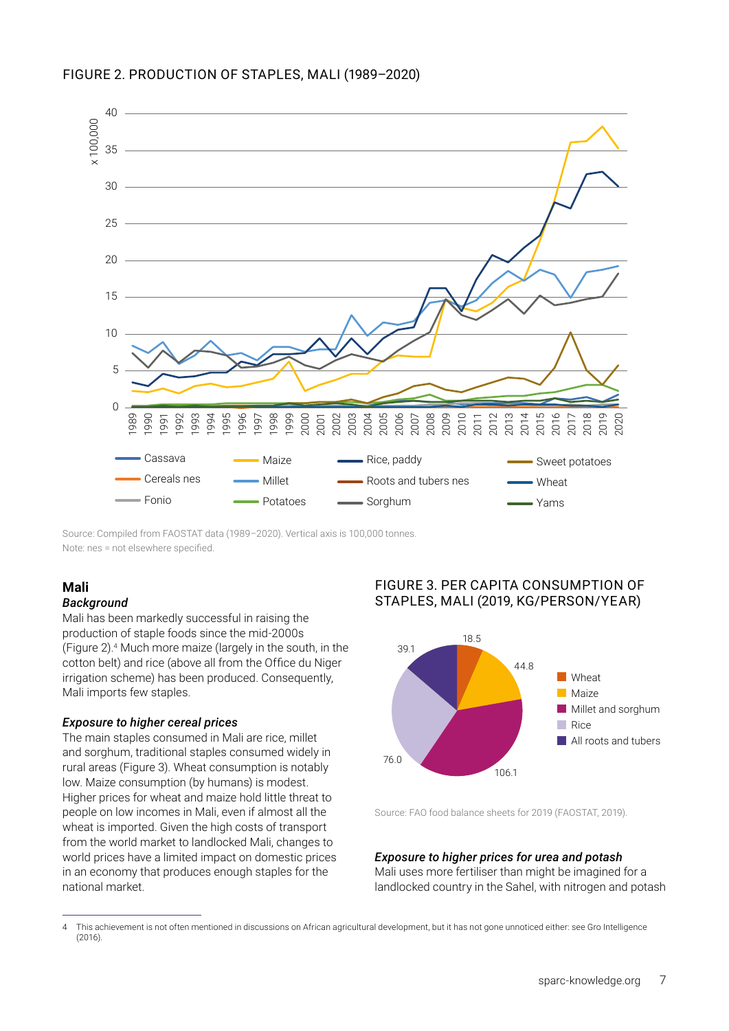FIGURE 2. PRODUCTION OF STAPLES, MALI (1989–2020)

Source: Compiled from FAOSTAT data (1989–2020). Vertical axis is 100,000 tonnes.
Note: nes = not elsewhere specified.

## Mali

### *Background*

Mali has been markedly successful in raising the production of staple foods since the mid-2000s (Figure 2).[4] Much more maize (largely in the south, in the cotton belt) and rice (above all from the Office du Niger irrigation scheme) has been produced. Consequently, Mali imports few staples.

### *Exposure to higher cereal prices*

The main staples consumed in Mali are rice, millet and sorghum, traditional staples consumed widely in rural areas (Figure 3). Wheat consumption is notably low. Maize consumption (by humans) is modest. Higher prices for wheat and maize hold little threat to people on low incomes in Mali, even if almost all the wheat is imported. Given the high costs of transport from the world market to landlocked Mali, changes to world prices have a limited impact on domestic prices in an economy that produces enough staples for the national market.

FIGURE 3. PER CAPITA CONSUMPTION OF STAPLES, MALI (2019, KG/PERSON/YEAR)

Source: FAO food balance sheets for 2019 (FAOSTAT, 2019).

### *Exposure to higher prices for urea and potash*

Mali uses more fertiliser than might be imagined for a landlocked country in the Sahel, with nitrogen and potash

---

4 This achievement is not often mentioned in discussions on African agricultural development, but it has not gone unnoticed either: see Gro Intelligence (2016).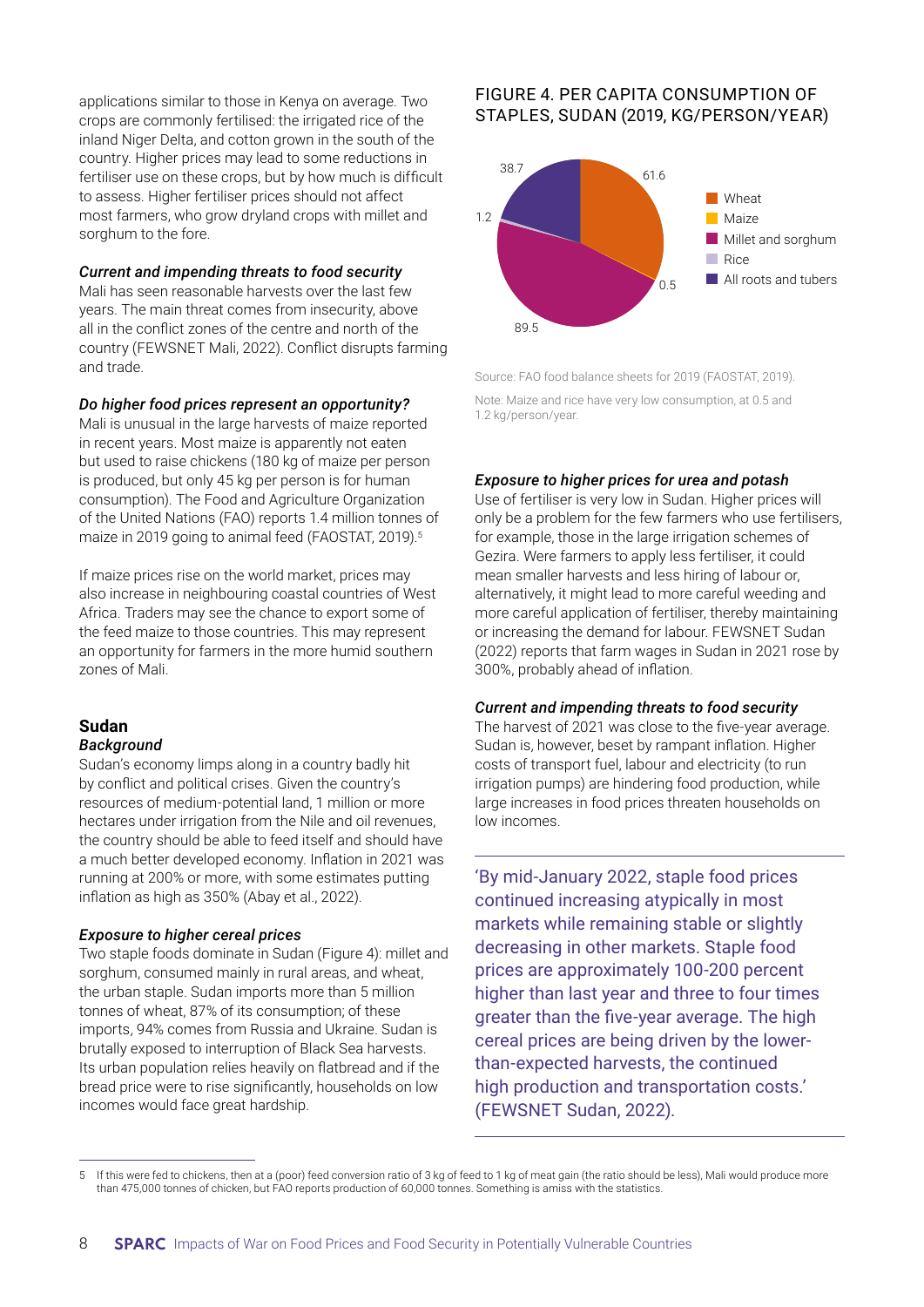applications similar to those in Kenya on average. Two crops are commonly fertilised: the irrigated rice of the inland Niger Delta, and cotton grown in the south of the country. Higher prices may lead to some reductions in fertiliser use on these crops, but by how much is difficult to assess. Higher fertiliser prices should not affect most farmers, who grow dryland crops with millet and sorghum to the fore.

***Current and impending threats to food security***

Mali has seen reasonable harvests over the last few years. The main threat comes from insecurity, above all in the conflict zones of the centre and north of the country (FEWSNET Mali, 2022). Conflict disrupts farming and trade.

***Do higher food prices represent an opportunity?***

Mali is unusual in the large harvests of maize reported in recent years. Most maize is apparently not eaten but used to raise chickens (180 kg of maize per person is produced, but only 45 kg per person is for human consumption). The Food and Agriculture Organization of the United Nations (FAO) reports 1.4 million tonnes of maize in 2019 going to animal feed (FAOSTAT, 2019).[5]

If maize prices rise on the world market, prices may also increase in neighbouring coastal countries of West Africa. Traders may see the chance to export some of the feed maize to those countries. This may represent an opportunity for farmers in the more humid southern zones of Mali.

## Sudan

***Background***

Sudan's economy limps along in a country badly hit by conflict and political crises. Given the country's resources of medium-potential land, 1 million or more hectares under irrigation from the Nile and oil revenues, the country should be able to feed itself and should have a much better developed economy. Inflation in 2021 was running at 200% or more, with some estimates putting inflation as high as 350% (Abay et al., 2022).

***Exposure to higher cereal prices***

Two staple foods dominate in Sudan (Figure 4): millet and sorghum, consumed mainly in rural areas, and wheat, the urban staple. Sudan imports more than 5 million tonnes of wheat, 87% of its consumption; of these imports, 94% comes from Russia and Ukraine. Sudan is brutally exposed to interruption of Black Sea harvests. Its urban population relies heavily on flatbread and if the bread price were to rise significantly, households on low incomes would face great hardship.

FIGURE 4. PER CAPITA CONSUMPTION OF STAPLES, SUDAN (2019, KG/PERSON/YEAR)

| Staple | kg/person/year |
|---|---|
| Wheat | 61.6 |
| Maize | 0.5 |
| Millet and sorghum | 89.5 |
| Rice | 1.2 |
| All roots and tubers | 38.7 |

Source: FAO food balance sheets for 2019 (FAOSTAT, 2019).

Note: Maize and rice have very low consumption, at 0.5 and 1.2 kg/person/year.

***Exposure to higher prices for urea and potash***

Use of fertiliser is very low in Sudan. Higher prices will only be a problem for the few farmers who use fertilisers, for example, those in the large irrigation schemes of Gezira. Were farmers to apply less fertiliser, it could mean smaller harvests and less hiring of labour or, alternatively, it might lead to more careful weeding and more careful application of fertiliser, thereby maintaining or increasing the demand for labour. FEWSNET Sudan (2022) reports that farm wages in Sudan in 2021 rose by 300%, probably ahead of inflation.

***Current and impending threats to food security***

The harvest of 2021 was close to the five-year average. Sudan is, however, beset by rampant inflation. Higher costs of transport fuel, labour and electricity (to run irrigation pumps) are hindering food production, while large increases in food prices threaten households on low incomes.

> 'By mid-January 2022, staple food prices continued increasing atypically in most markets while remaining stable or slightly decreasing in other markets. Staple food prices are approximately 100-200 percent higher than last year and three to four times greater than the five-year average. The high cereal prices are being driven by the lower-than-expected harvests, the continued high production and transportation costs.' (FEWSNET Sudan, 2022).

---

5 If this were fed to chickens, then at a (poor) feed conversion ratio of 3 kg of feed to 1 kg of meat gain (the ratio should be less), Mali would produce more than 475,000 tonnes of chicken, but FAO reports production of 60,000 tonnes. Something is amiss with the statistics.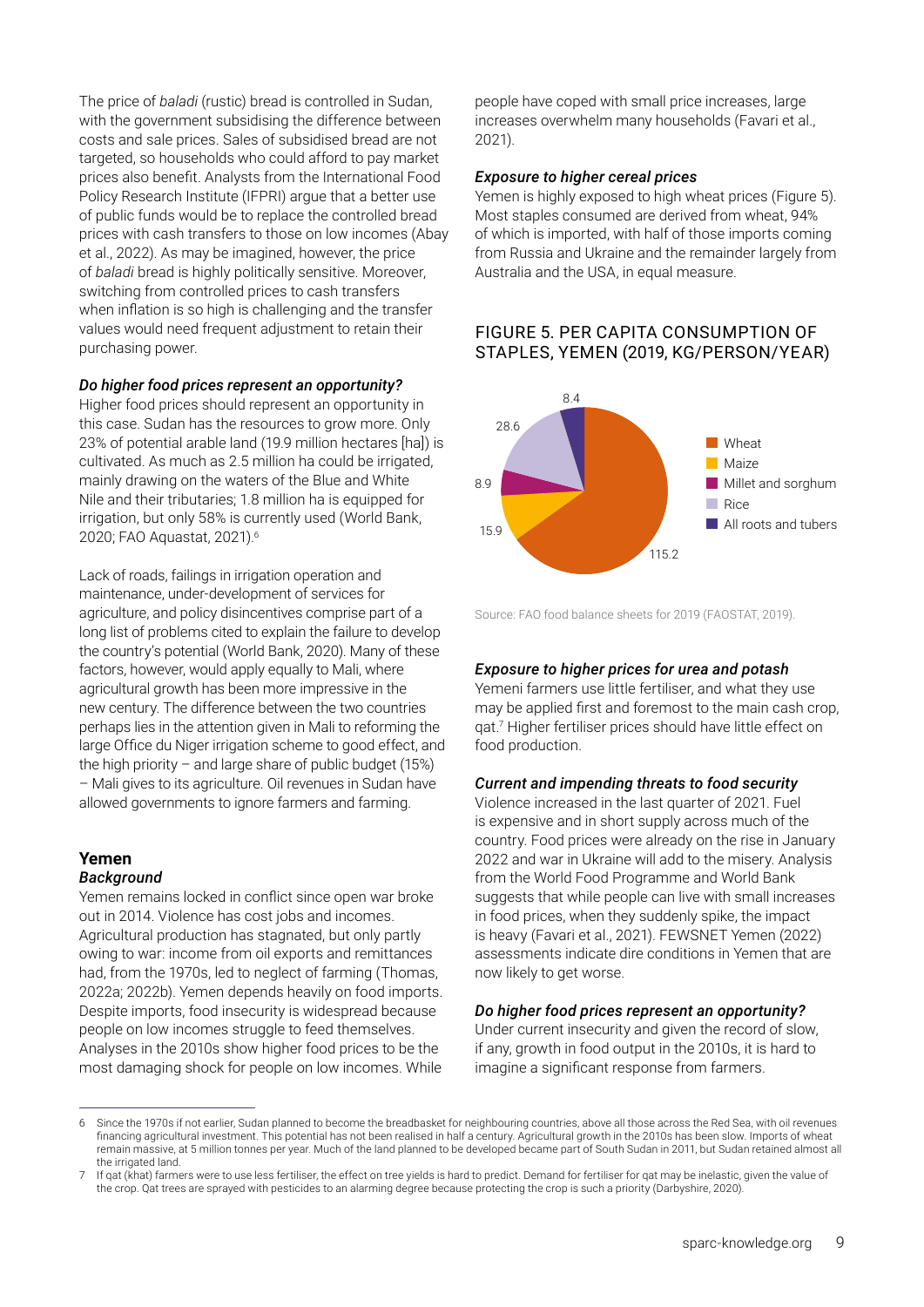The price of *baladi* (rustic) bread is controlled in Sudan, with the government subsidising the difference between costs and sale prices. Sales of subsidised bread are not targeted, so households who could afford to pay market prices also benefit. Analysts from the International Food Policy Research Institute (IFPRI) argue that a better use of public funds would be to replace the controlled bread prices with cash transfers to those on low incomes (Abay et al., 2022). As may be imagined, however, the price of *baladi* bread is highly politically sensitive. Moreover, switching from controlled prices to cash transfers when inflation is so high is challenging and the transfer values would need frequent adjustment to retain their purchasing power.

***Do higher food prices represent an opportunity?***

Higher food prices should represent an opportunity in this case. Sudan has the resources to grow more. Only 23% of potential arable land (19.9 million hectares [ha]) is cultivated. As much as 2.5 million ha could be irrigated, mainly drawing on the waters of the Blue and White Nile and their tributaries; 1.8 million ha is equipped for irrigation, but only 58% is currently used (World Bank, 2020; FAO Aquastat, 2021).[6]

Lack of roads, failings in irrigation operation and maintenance, under-development of services for agriculture, and policy disincentives comprise part of a long list of problems cited to explain the failure to develop the country's potential (World Bank, 2020). Many of these factors, however, would apply equally to Mali, where agricultural growth has been more impressive in the new century. The difference between the two countries perhaps lies in the attention given in Mali to reforming the large Office du Niger irrigation scheme to good effect, and the high priority – and large share of public budget (15%) – Mali gives to its agriculture. Oil revenues in Sudan have allowed governments to ignore farmers and farming.

## Yemen

***Background***

Yemen remains locked in conflict since open war broke out in 2014. Violence has cost jobs and incomes. Agricultural production has stagnated, but only partly owing to war: income from oil exports and remittances had, from the 1970s, led to neglect of farming (Thomas, 2022a; 2022b). Yemen depends heavily on food imports. Despite imports, food insecurity is widespread because people on low incomes struggle to feed themselves. Analyses in the 2010s show higher food prices to be the most damaging shock for people on low incomes. While people have coped with small price increases, large increases overwhelm many households (Favari et al., 2021).

***Exposure to higher cereal prices***

Yemen is highly exposed to high wheat prices (Figure 5). Most staples consumed are derived from wheat, 94% of which is imported, with half of those imports coming from Russia and Ukraine and the remainder largely from Australia and the USA, in equal measure.

FIGURE 5. PER CAPITA CONSUMPTION OF STAPLES, YEMEN (2019, KG/PERSON/YEAR)

| Staple | kg/person/year |
|---|---|
| Wheat | 115.2 |
| Maize | 15.9 |
| Millet and sorghum | 8.9 |
| Rice | 28.6 |
| All roots and tubers | 8.4 |

Source: FAO food balance sheets for 2019 (FAOSTAT, 2019).

***Exposure to higher prices for urea and potash***

Yemeni farmers use little fertiliser, and what they use may be applied first and foremost to the main cash crop, qat.[7] Higher fertiliser prices should have little effect on food production.

***Current and impending threats to food security***

Violence increased in the last quarter of 2021. Fuel is expensive and in short supply across much of the country. Food prices were already on the rise in January 2022 and war in Ukraine will add to the misery. Analysis from the World Food Programme and World Bank suggests that while people can live with small increases in food prices, when they suddenly spike, the impact is heavy (Favari et al., 2021). FEWSNET Yemen (2022) assessments indicate dire conditions in Yemen that are now likely to get worse.

***Do higher food prices represent an opportunity?***

Under current insecurity and given the record of slow, if any, growth in food output in the 2010s, it is hard to imagine a significant response from farmers.

---

6 Since the 1970s if not earlier, Sudan planned to become the breadbasket for neighbouring countries, above all those across the Red Sea, with oil revenues financing agricultural investment. This potential has not been realised in half a century. Agricultural growth in the 2010s has been slow. Imports of wheat remain massive, at 5 million tonnes per year. Much of the land planned to be developed became part of South Sudan in 2011, but Sudan retained almost all the irrigated land.

7 If qat (khat) farmers were to use less fertiliser, the effect on tree yields is hard to predict. Demand for fertiliser for qat may be inelastic, given the value of the crop. Qat trees are sprayed with pesticides to an alarming degree because protecting the crop is such a priority (Darbyshire, 2020).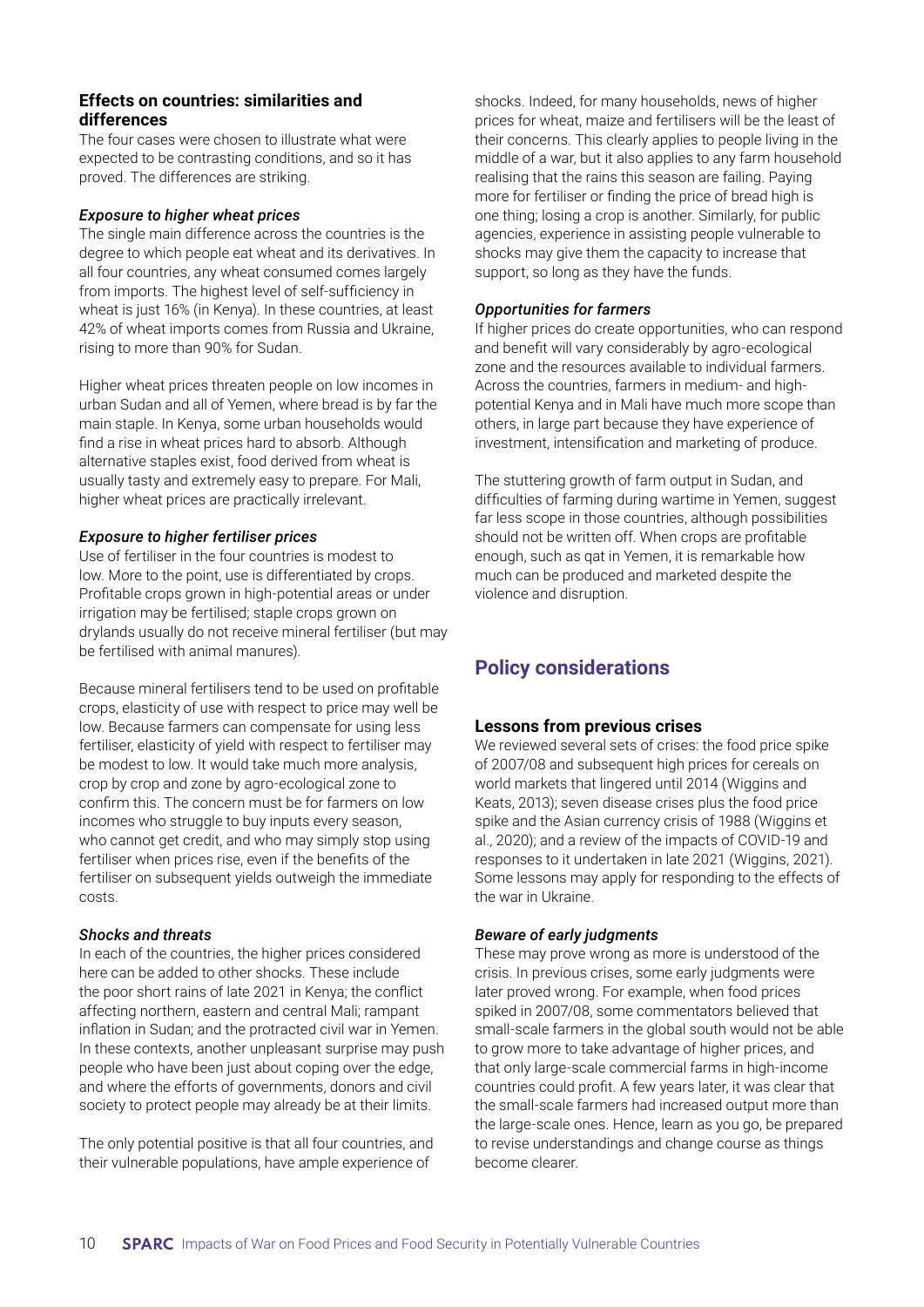### Effects on countries: similarities and differences

The four cases were chosen to illustrate what were expected to be contrasting conditions, and so it has proved. The differences are striking.

#### *Exposure to higher wheat prices*

The single main difference across the countries is the degree to which people eat wheat and its derivatives. In all four countries, any wheat consumed comes largely from imports. The highest level of self-sufficiency in wheat is just 16% (in Kenya). In these countries, at least 42% of wheat imports comes from Russia and Ukraine, rising to more than 90% for Sudan.

Higher wheat prices threaten people on low incomes in urban Sudan and all of Yemen, where bread is by far the main staple. In Kenya, some urban households would find a rise in wheat prices hard to absorb. Although alternative staples exist, food derived from wheat is usually tasty and extremely easy to prepare. For Mali, higher wheat prices are practically irrelevant.

#### *Exposure to higher fertiliser prices*

Use of fertiliser in the four countries is modest to low. More to the point, use is differentiated by crops. Profitable crops grown in high-potential areas or under irrigation may be fertilised; staple crops grown on drylands usually do not receive mineral fertiliser (but may be fertilised with animal manures).

Because mineral fertilisers tend to be used on profitable crops, elasticity of use with respect to price may well be low. Because farmers can compensate for using less fertiliser, elasticity of yield with respect to fertiliser may be modest to low. It would take much more analysis, crop by crop and zone by agro-ecological zone to confirm this. The concern must be for farmers on low incomes who struggle to buy inputs every season, who cannot get credit, and who may simply stop using fertiliser when prices rise, even if the benefits of the fertiliser on subsequent yields outweigh the immediate costs.

#### *Shocks and threats*

In each of the countries, the higher prices considered here can be added to other shocks. These include the poor short rains of late 2021 in Kenya; the conflict affecting northern, eastern and central Mali; rampant inflation in Sudan; and the protracted civil war in Yemen. In these contexts, another unpleasant surprise may push people who have been just about coping over the edge, and where the efforts of governments, donors and civil society to protect people may already be at their limits.

The only potential positive is that all four countries, and their vulnerable populations, have ample experience of shocks. Indeed, for many households, news of higher prices for wheat, maize and fertilisers will be the least of their concerns. This clearly applies to people living in the middle of a war, but it also applies to any farm household realising that the rains this season are failing. Paying more for fertiliser or finding the price of bread high is one thing; losing a crop is another. Similarly, for public agencies, experience in assisting people vulnerable to shocks may give them the capacity to increase that support, so long as they have the funds.

#### *Opportunities for farmers*

If higher prices do create opportunities, who can respond and benefit will vary considerably by agro-ecological zone and the resources available to individual farmers. Across the countries, farmers in medium- and high-potential Kenya and in Mali have much more scope than others, in large part because they have experience of investment, intensification and marketing of produce.

The stuttering growth of farm output in Sudan, and difficulties of farming during wartime in Yemen, suggest far less scope in those countries, although possibilities should not be written off. When crops are profitable enough, such as qat in Yemen, it is remarkable how much can be produced and marketed despite the violence and disruption.

## Policy considerations

### Lessons from previous crises

We reviewed several sets of crises: the food price spike of 2007/08 and subsequent high prices for cereals on world markets that lingered until 2014 (Wiggins and Keats, 2013); seven disease crises plus the food price spike and the Asian currency crisis of 1988 (Wiggins et al., 2020); and a review of the impacts of COVID-19 and responses to it undertaken in late 2021 (Wiggins, 2021). Some lessons may apply for responding to the effects of the war in Ukraine.

#### *Beware of early judgments*

These may prove wrong as more is understood of the crisis. In previous crises, some early judgments were later proved wrong. For example, when food prices spiked in 2007/08, some commentators believed that small-scale farmers in the global south would not be able to grow more to take advantage of higher prices, and that only large-scale commercial farms in high-income countries could profit. A few years later, it was clear that the small-scale farmers had increased output more than the large-scale ones. Hence, learn as you go, be prepared to revise understandings and change course as things become clearer.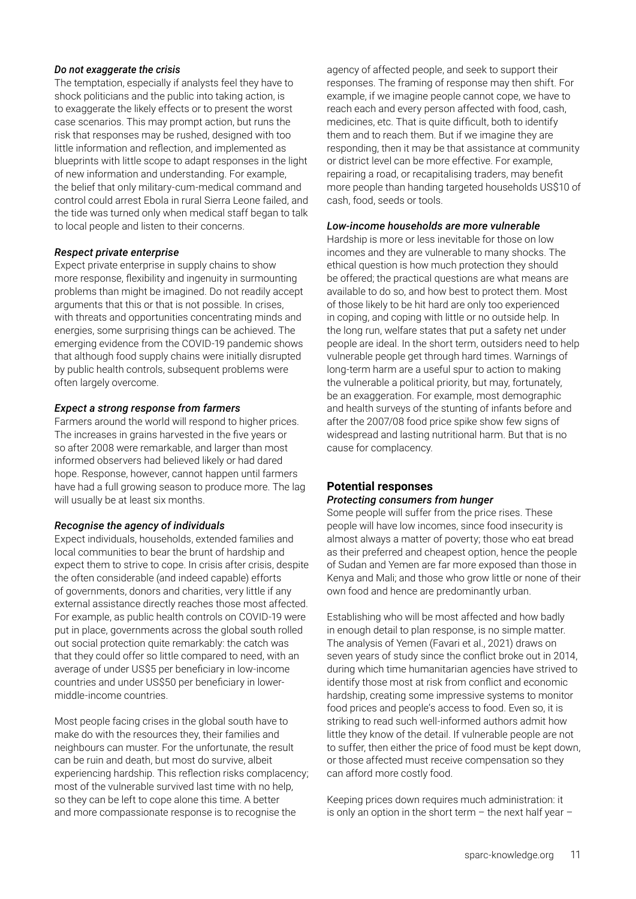*Do not exaggerate the crisis*

The temptation, especially if analysts feel they have to shock politicians and the public into taking action, is to exaggerate the likely effects or to present the worst case scenarios. This may prompt action, but runs the risk that responses may be rushed, designed with too little information and reflection, and implemented as blueprints with little scope to adapt responses in the light of new information and understanding. For example, the belief that only military-cum-medical command and control could arrest Ebola in rural Sierra Leone failed, and the tide was turned only when medical staff began to talk to local people and listen to their concerns.

*Respect private enterprise*

Expect private enterprise in supply chains to show more response, flexibility and ingenuity in surmounting problems than might be imagined. Do not readily accept arguments that this or that is not possible. In crises, with threats and opportunities concentrating minds and energies, some surprising things can be achieved. The emerging evidence from the COVID-19 pandemic shows that although food supply chains were initially disrupted by public health controls, subsequent problems were often largely overcome.

*Expect a strong response from farmers*

Farmers around the world will respond to higher prices. The increases in grains harvested in the five years or so after 2008 were remarkable, and larger than most informed observers had believed likely or had dared hope. Response, however, cannot happen until farmers have had a full growing season to produce more. The lag will usually be at least six months.

*Recognise the agency of individuals*

Expect individuals, households, extended families and local communities to bear the brunt of hardship and expect them to strive to cope. In crisis after crisis, despite the often considerable (and indeed capable) efforts of governments, donors and charities, very little if any external assistance directly reaches those most affected. For example, as public health controls on COVID-19 were put in place, governments across the global south rolled out social protection quite remarkably: the catch was that they could offer so little compared to need, with an average of under US$5 per beneficiary in low-income countries and under US$50 per beneficiary in lower-middle-income countries.

Most people facing crises in the global south have to make do with the resources they, their families and neighbours can muster. For the unfortunate, the result can be ruin and death, but most do survive, albeit experiencing hardship. This reflection risks complacency; most of the vulnerable survived last time with no help, so they can be left to cope alone this time. A better and more compassionate response is to recognise the agency of affected people, and seek to support their responses. The framing of response may then shift. For example, if we imagine people cannot cope, we have to reach each and every person affected with food, cash, medicines, etc. That is quite difficult, both to identify them and to reach them. But if we imagine they are responding, then it may be that assistance at community or district level can be more effective. For example, repairing a road, or recapitalising traders, may benefit more people than handing targeted households US$10 of cash, food, seeds or tools.

*Low-income households are more vulnerable*

Hardship is more or less inevitable for those on low incomes and they are vulnerable to many shocks. The ethical question is how much protection they should be offered; the practical questions are what means are available to do so, and how best to protect them. Most of those likely to be hit hard are only too experienced in coping, and coping with little or no outside help. In the long run, welfare states that put a safety net under people are ideal. In the short term, outsiders need to help vulnerable people get through hard times. Warnings of long-term harm are a useful spur to action to making the vulnerable a political priority, but may, fortunately, be an exaggeration. For example, most demographic and health surveys of the stunting of infants before and after the 2007/08 food price spike show few signs of widespread and lasting nutritional harm. But that is no cause for complacency.

## Potential responses

*Protecting consumers from hunger*

Some people will suffer from the price rises. These people will have low incomes, since food insecurity is almost always a matter of poverty; those who eat bread as their preferred and cheapest option, hence the people of Sudan and Yemen are far more exposed than those in Kenya and Mali; and those who grow little or none of their own food and hence are predominantly urban.

Establishing who will be most affected and how badly in enough detail to plan response, is no simple matter. The analysis of Yemen (Favari et al., 2021) draws on seven years of study since the conflict broke out in 2014, during which time humanitarian agencies have strived to identify those most at risk from conflict and economic hardship, creating some impressive systems to monitor food prices and people's access to food. Even so, it is striking to read such well-informed authors admit how little they know of the detail. If vulnerable people are not to suffer, then either the price of food must be kept down, or those affected must receive compensation so they can afford more costly food.

Keeping prices down requires much administration: it is only an option in the short term – the next half year –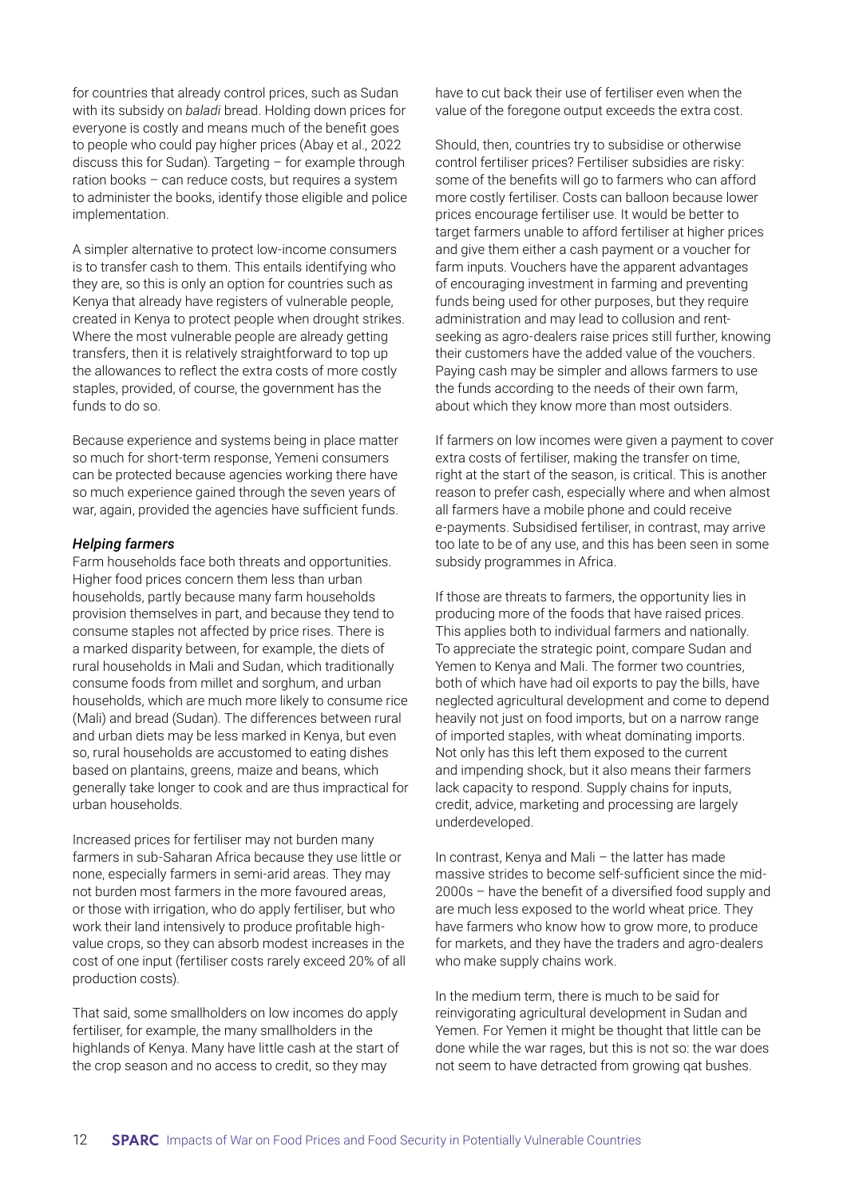for countries that already control prices, such as Sudan with its subsidy on *baladi* bread. Holding down prices for everyone is costly and means much of the benefit goes to people who could pay higher prices (Abay et al., 2022 discuss this for Sudan). Targeting – for example through ration books – can reduce costs, but requires a system to administer the books, identify those eligible and police implementation.

A simpler alternative to protect low-income consumers is to transfer cash to them. This entails identifying who they are, so this is only an option for countries such as Kenya that already have registers of vulnerable people, created in Kenya to protect people when drought strikes. Where the most vulnerable people are already getting transfers, then it is relatively straightforward to top up the allowances to reflect the extra costs of more costly staples, provided, of course, the government has the funds to do so.

Because experience and systems being in place matter so much for short-term response, Yemeni consumers can be protected because agencies working there have so much experience gained through the seven years of war, again, provided the agencies have sufficient funds.

### *Helping farmers*

Farm households face both threats and opportunities. Higher food prices concern them less than urban households, partly because many farm households provision themselves in part, and because they tend to consume staples not affected by price rises. There is a marked disparity between, for example, the diets of rural households in Mali and Sudan, which traditionally consume foods from millet and sorghum, and urban households, which are much more likely to consume rice (Mali) and bread (Sudan). The differences between rural and urban diets may be less marked in Kenya, but even so, rural households are accustomed to eating dishes based on plantains, greens, maize and beans, which generally take longer to cook and are thus impractical for urban households.

Increased prices for fertiliser may not burden many farmers in sub-Saharan Africa because they use little or none, especially farmers in semi-arid areas. They may not burden most farmers in the more favoured areas, or those with irrigation, who do apply fertiliser, but who work their land intensively to produce profitable high-value crops, so they can absorb modest increases in the cost of one input (fertiliser costs rarely exceed 20% of all production costs).

That said, some smallholders on low incomes do apply fertiliser, for example, the many smallholders in the highlands of Kenya. Many have little cash at the start of the crop season and no access to credit, so they may have to cut back their use of fertiliser even when the value of the foregone output exceeds the extra cost.

Should, then, countries try to subsidise or otherwise control fertiliser prices? Fertiliser subsidies are risky: some of the benefits will go to farmers who can afford more costly fertiliser. Costs can balloon because lower prices encourage fertiliser use. It would be better to target farmers unable to afford fertiliser at higher prices and give them either a cash payment or a voucher for farm inputs. Vouchers have the apparent advantages of encouraging investment in farming and preventing funds being used for other purposes, but they require administration and may lead to collusion and rent-seeking as agro-dealers raise prices still further, knowing their customers have the added value of the vouchers. Paying cash may be simpler and allows farmers to use the funds according to the needs of their own farm, about which they know more than most outsiders.

If farmers on low incomes were given a payment to cover extra costs of fertiliser, making the transfer on time, right at the start of the season, is critical. This is another reason to prefer cash, especially where and when almost all farmers have a mobile phone and could receive e-payments. Subsidised fertiliser, in contrast, may arrive too late to be of any use, and this has been seen in some subsidy programmes in Africa.

If those are threats to farmers, the opportunity lies in producing more of the foods that have raised prices. This applies both to individual farmers and nationally. To appreciate the strategic point, compare Sudan and Yemen to Kenya and Mali. The former two countries, both of which have had oil exports to pay the bills, have neglected agricultural development and come to depend heavily not just on food imports, but on a narrow range of imported staples, with wheat dominating imports. Not only has this left them exposed to the current and impending shock, but it also means their farmers lack capacity to respond. Supply chains for inputs, credit, advice, marketing and processing are largely underdeveloped.

In contrast, Kenya and Mali – the latter has made massive strides to become self-sufficient since the mid-2000s – have the benefit of a diversified food supply and are much less exposed to the world wheat price. They have farmers who know how to grow more, to produce for markets, and they have the traders and agro-dealers who make supply chains work.

In the medium term, there is much to be said for reinvigorating agricultural development in Sudan and Yemen. For Yemen it might be thought that little can be done while the war rages, but this is not so: the war does not seem to have detracted from growing qat bushes.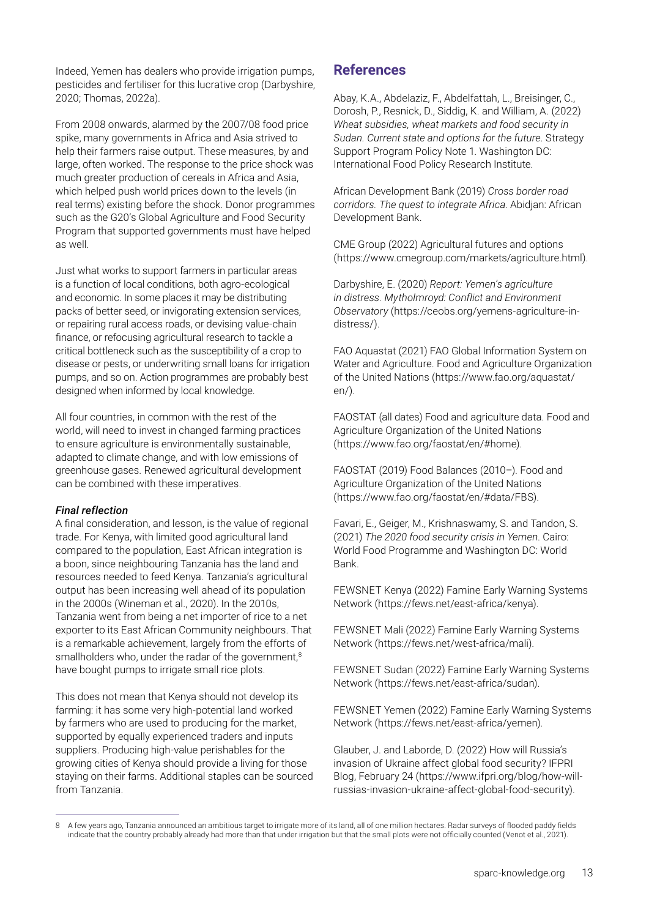Indeed, Yemen has dealers who provide irrigation pumps, pesticides and fertiliser for this lucrative crop (Darbyshire, 2020; Thomas, 2022a).

From 2008 onwards, alarmed by the 2007/08 food price spike, many governments in Africa and Asia strived to help their farmers raise output. These measures, by and large, often worked. The response to the price shock was much greater production of cereals in Africa and Asia, which helped push world prices down to the levels (in real terms) existing before the shock. Donor programmes such as the G20's Global Agriculture and Food Security Program that supported governments must have helped as well.

Just what works to support farmers in particular areas is a function of local conditions, both agro-ecological and economic. In some places it may be distributing packs of better seed, or invigorating extension services, or repairing rural access roads, or devising value-chain finance, or refocusing agricultural research to tackle a critical bottleneck such as the susceptibility of a crop to disease or pests, or underwriting small loans for irrigation pumps, and so on. Action programmes are probably best designed when informed by local knowledge.

All four countries, in common with the rest of the world, will need to invest in changed farming practices to ensure agriculture is environmentally sustainable, adapted to climate change, and with low emissions of greenhouse gases. Renewed agricultural development can be combined with these imperatives.

***Final reflection***

A final consideration, and lesson, is the value of regional trade. For Kenya, with limited good agricultural land compared to the population, East African integration is a boon, since neighbouring Tanzania has the land and resources needed to feed Kenya. Tanzania's agricultural output has been increasing well ahead of its population in the 2000s (Wineman et al., 2020). In the 2010s, Tanzania went from being a net importer of rice to a net exporter to its East African Community neighbours. That is a remarkable achievement, largely from the efforts of smallholders who, under the radar of the government,[8] have bought pumps to irrigate small rice plots.

This does not mean that Kenya should not develop its farming: it has some very high-potential land worked by farmers who are used to producing for the market, supported by equally experienced traders and inputs suppliers. Producing high-value perishables for the growing cities of Kenya should provide a living for those staying on their farms. Additional staples can be sourced from Tanzania.

## References

Abay, K.A., Abdelaziz, F., Abdelfattah, L., Breisinger, C., Dorosh, P., Resnick, D., Siddig, K. and William, A. (2022) *Wheat subsidies, wheat markets and food security in Sudan. Current state and options for the future.* Strategy Support Program Policy Note 1. Washington DC: International Food Policy Research Institute.

African Development Bank (2019) *Cross border road corridors. The quest to integrate Africa.* Abidjan: African Development Bank.

CME Group (2022) Agricultural futures and options (https://www.cmegroup.com/markets/agriculture.html).

Darbyshire, E. (2020) *Report: Yemen's agriculture in distress. Mytholmroyd: Conflict and Environment Observatory* (https://ceobs.org/yemens-agriculture-in-distress/).

FAO Aquastat (2021) FAO Global Information System on Water and Agriculture. Food and Agriculture Organization of the United Nations (https://www.fao.org/aquastat/en/).

FAOSTAT (all dates) Food and agriculture data. Food and Agriculture Organization of the United Nations (https://www.fao.org/faostat/en/#home).

FAOSTAT (2019) Food Balances (2010–). Food and Agriculture Organization of the United Nations (https://www.fao.org/faostat/en/#data/FBS).

Favari, E., Geiger, M., Krishnaswamy, S. and Tandon, S. (2021) *The 2020 food security crisis in Yemen.* Cairo: World Food Programme and Washington DC: World Bank.

FEWSNET Kenya (2022) Famine Early Warning Systems Network (https://fews.net/east-africa/kenya).

FEWSNET Mali (2022) Famine Early Warning Systems Network (https://fews.net/west-africa/mali).

FEWSNET Sudan (2022) Famine Early Warning Systems Network (https://fews.net/east-africa/sudan).

FEWSNET Yemen (2022) Famine Early Warning Systems Network (https://fews.net/east-africa/yemen).

Glauber, J. and Laborde, D. (2022) How will Russia's invasion of Ukraine affect global food security? IFPRI Blog, February 24 (https://www.ifpri.org/blog/how-will-russias-invasion-ukraine-affect-global-food-security).

---

8 A few years ago, Tanzania announced an ambitious target to irrigate more of its land, all of one million hectares. Radar surveys of flooded paddy fields indicate that the country probably already had more than that under irrigation but that the small plots were not officially counted (Venot et al., 2021).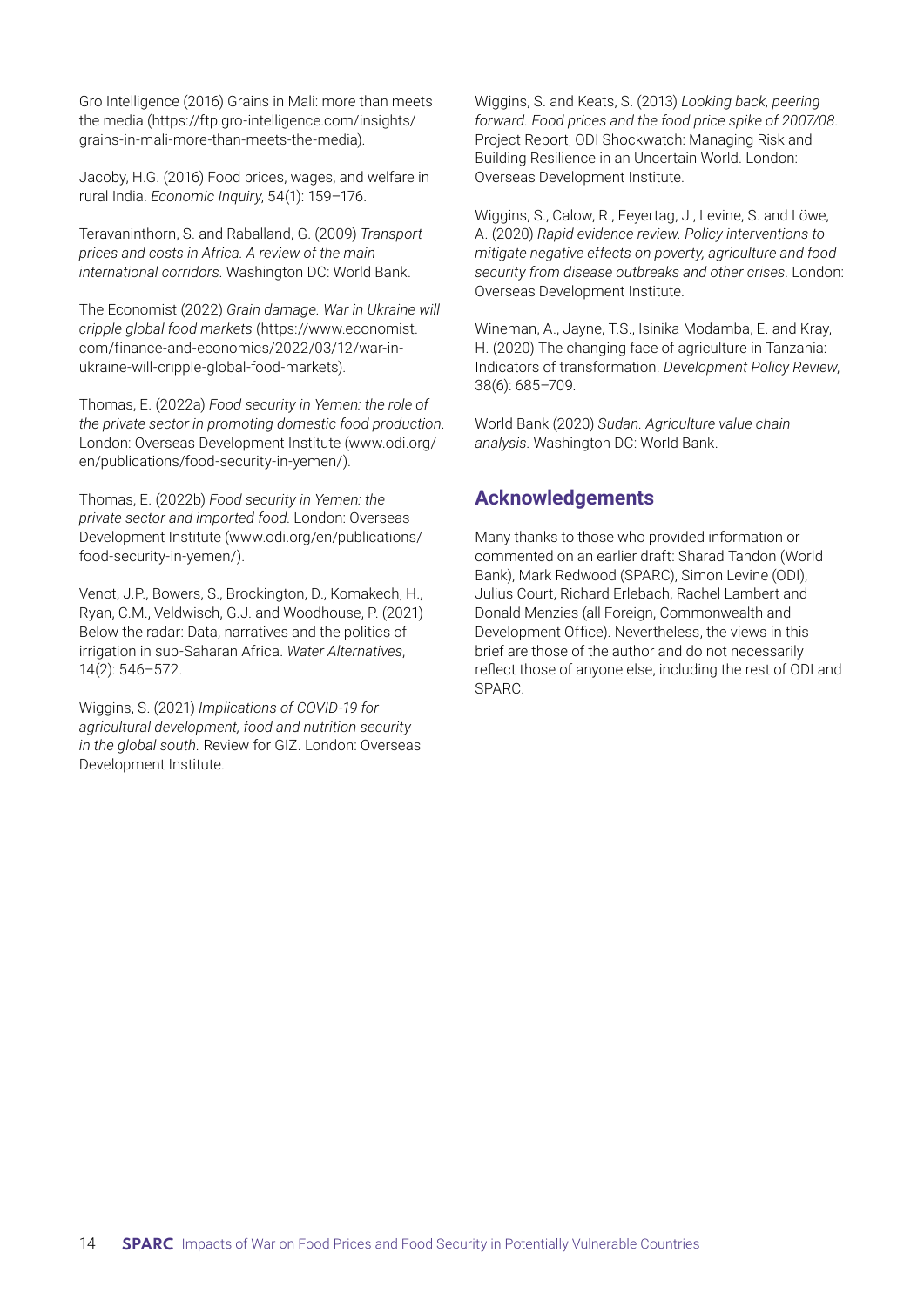Gro Intelligence (2016) Grains in Mali: more than meets the media (https://ftp.gro-intelligence.com/insights/grains-in-mali-more-than-meets-the-media).

Jacoby, H.G. (2016) Food prices, wages, and welfare in rural India. *Economic Inquiry*, 54(1): 159–176.

Teravaninthorn, S. and Raballand, G. (2009) *Transport prices and costs in Africa. A review of the main international corridors.* Washington DC: World Bank.

The Economist (2022) *Grain damage. War in Ukraine will cripple global food markets* (https://www.economist.com/finance-and-economics/2022/03/12/war-in-ukraine-will-cripple-global-food-markets).

Thomas, E. (2022a) *Food security in Yemen: the role of the private sector in promoting domestic food production.* London: Overseas Development Institute (www.odi.org/en/publications/food-security-in-yemen/).

Thomas, E. (2022b) *Food security in Yemen: the private sector and imported food.* London: Overseas Development Institute (www.odi.org/en/publications/food-security-in-yemen/).

Venot, J.P., Bowers, S., Brockington, D., Komakech, H., Ryan, C.M., Veldwisch, G.J. and Woodhouse, P. (2021) Below the radar: Data, narratives and the politics of irrigation in sub-Saharan Africa. *Water Alternatives*, 14(2): 546–572.

Wiggins, S. (2021) *Implications of COVID-19 for agricultural development, food and nutrition security in the global south.* Review for GIZ. London: Overseas Development Institute.

Wiggins, S. and Keats, S. (2013) *Looking back, peering forward. Food prices and the food price spike of 2007/08.* Project Report, ODI Shockwatch: Managing Risk and Building Resilience in an Uncertain World. London: Overseas Development Institute.

Wiggins, S., Calow, R., Feyertag, J., Levine, S. and Löwe, A. (2020) *Rapid evidence review. Policy interventions to mitigate negative effects on poverty, agriculture and food security from disease outbreaks and other crises.* London: Overseas Development Institute.

Wineman, A., Jayne, T.S., Isinika Modamba, E. and Kray, H. (2020) The changing face of agriculture in Tanzania: Indicators of transformation. *Development Policy Review*, 38(6): 685–709.

World Bank (2020) *Sudan. Agriculture value chain analysis.* Washington DC: World Bank.

## Acknowledgements

Many thanks to those who provided information or commented on an earlier draft: Sharad Tandon (World Bank), Mark Redwood (SPARC), Simon Levine (ODI), Julius Court, Richard Erlebach, Rachel Lambert and Donald Menzies (all Foreign, Commonwealth and Development Office). Nevertheless, the views in this brief are those of the author and do not necessarily reflect those of anyone else, including the rest of ODI and SPARC.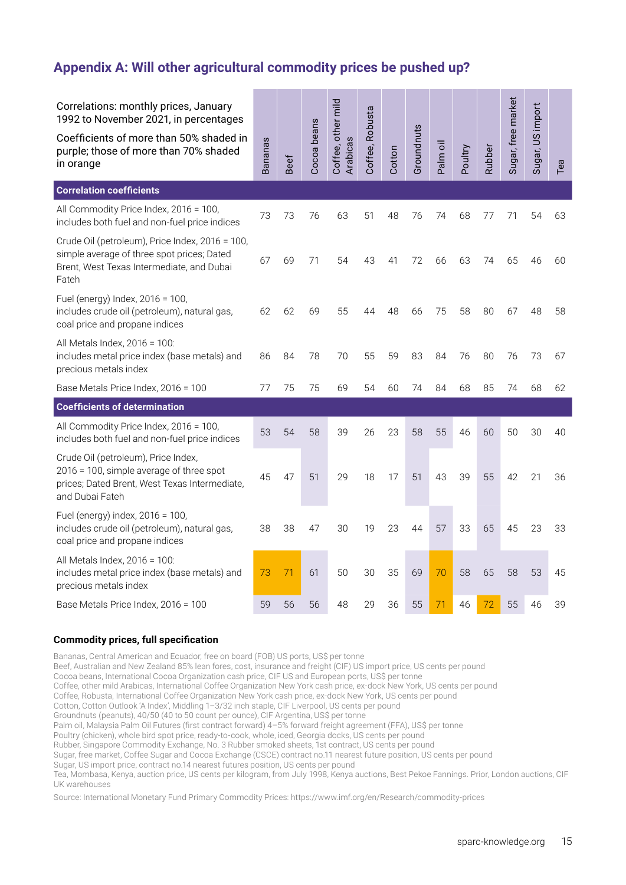## Appendix A: Will other agricultural commodity prices be pushed up?

| Correlations: monthly prices, January 1992 to November 2021, in percentages<br>Coefficients of more than 50% shaded in purple; those of more than 70% shaded in orange | Bananas | Beef | Cocoa beans | Coffee, other mild Arabicas | Coffee, Robusta | Cotton | Groundnuts | Palm oil | Poultry | Rubber | Sugar, free market | Sugar, US import | Tea |
|---|---|---|---|---|---|---|---|---|---|---|---|---|---|
| **Correlation coefficients** | | | | | | | | | | | | | |
| All Commodity Price Index, 2016 = 100, includes both fuel and non-fuel price indices | 73 | 73 | 76 | 63 | 51 | 48 | 76 | 74 | 68 | 77 | 71 | 54 | 63 |
| Crude Oil (petroleum), Price Index, 2016 = 100, simple average of three spot prices; Dated Brent, West Texas Intermediate, and Dubai Fateh | 67 | 69 | 71 | 54 | 43 | 41 | 72 | 66 | 63 | 74 | 65 | 46 | 60 |
| Fuel (energy) Index, 2016 = 100, includes crude oil (petroleum), natural gas, coal price and propane indices | 62 | 62 | 69 | 55 | 44 | 48 | 66 | 75 | 58 | 80 | 67 | 48 | 58 |
| All Metals Index, 2016 = 100: includes metal price index (base metals) and precious metals index | 86 | 84 | 78 | 70 | 55 | 59 | 83 | 84 | 76 | 80 | 76 | 73 | 67 |
| Base Metals Price Index, 2016 = 100 | 77 | 75 | 75 | 69 | 54 | 60 | 74 | 84 | 68 | 85 | 74 | 68 | 62 |
| **Coefficients of determination** | | | | | | | | | | | | | |
| All Commodity Price Index, 2016 = 100, includes both fuel and non-fuel price indices | 53 | 54 | 58 | 39 | 26 | 23 | 58 | 55 | 46 | 60 | 50 | 30 | 40 |
| Crude Oil (petroleum), Price Index, 2016 = 100, simple average of three spot prices; Dated Brent, West Texas Intermediate, and Dubai Fateh | 45 | 47 | 51 | 29 | 18 | 17 | 51 | 43 | 39 | 55 | 42 | 21 | 36 |
| Fuel (energy) index, 2016 = 100, includes crude oil (petroleum), natural gas, coal price and propane indices | 38 | 38 | 47 | 30 | 19 | 23 | 44 | 57 | 33 | 65 | 45 | 23 | 33 |
| All Metals Index, 2016 = 100: includes metal price index (base metals) and precious metals index | 73 | 71 | 61 | 50 | 30 | 35 | 69 | 70 | 58 | 65 | 58 | 53 | 45 |
| Base Metals Price Index, 2016 = 100 | 59 | 56 | 56 | 48 | 29 | 36 | 55 | 71 | 46 | 72 | 55 | 46 | 39 |

**Commodity prices, full specification**

Bananas, Central American and Ecuador, free on board (FOB) US ports, US$ per tonne
Beef, Australian and New Zealand 85% lean fores, cost, insurance and freight (CIF) US import price, US cents per pound
Cocoa beans, International Cocoa Organization cash price, CIF US and European ports, US$ per tonne
Coffee, other mild Arabicas, International Coffee Organization New York cash price, ex-dock New York, US cents per pound
Coffee, Robusta, International Coffee Organization New York cash price, ex-dock New York, US cents per pound
Cotton, Cotton Outlook 'A Index', Middling 1–3/32 inch staple, CIF Liverpool, US cents per pound
Groundnuts (peanuts), 40/50 (40 to 50 count per ounce), CIF Argentina, US$ per tonne
Palm oil, Malaysia Palm Oil Futures (first contract forward) 4–5% forward freight agreement (FFA), US$ per tonne
Poultry (chicken), whole bird spot price, ready-to-cook, whole, iced, Georgia docks, US cents per pound
Rubber, Singapore Commodity Exchange, No. 3 Rubber smoked sheets, 1st contract, US cents per pound
Sugar, free market, Coffee Sugar and Cocoa Exchange (CSCE) contract no.11 nearest future position, US cents per pound
Sugar, US import price, contract no.14 nearest futures position, US cents per pound
Tea, Mombasa, Kenya, auction price, US cents per kilogram, from July 1998, Kenya auctions, Best Pekoe Fannings. Prior, London auctions, CIF UK warehouses

Source: International Monetary Fund Primary Commodity Prices: https://www.imf.org/en/Research/commodity-prices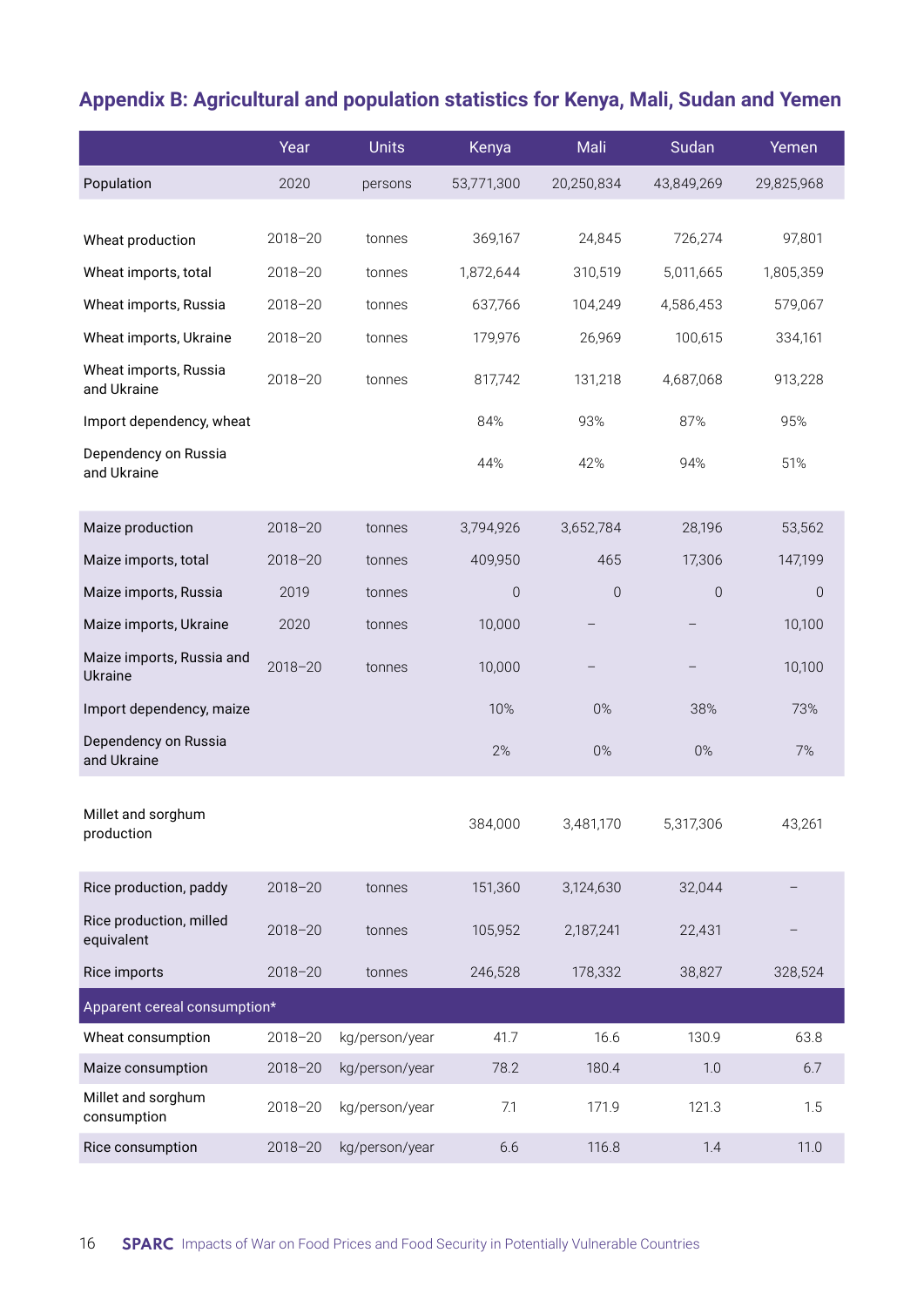## Appendix B: Agricultural and population statistics for Kenya, Mali, Sudan and Yemen

| | Year | Units | Kenya | Mali | Sudan | Yemen |
|---|---|---|---|---|---|---|
| Population | 2020 | persons | 53,771,300 | 20,250,834 | 43,849,269 | 29,825,968 |
| | | | | | | |
| Wheat production | 2018–20 | tonnes | 369,167 | 24,845 | 726,274 | 97,801 |
| Wheat imports, total | 2018–20 | tonnes | 1,872,644 | 310,519 | 5,011,665 | 1,805,359 |
| Wheat imports, Russia | 2018–20 | tonnes | 637,766 | 104,249 | 4,586,453 | 579,067 |
| Wheat imports, Ukraine | 2018–20 | tonnes | 179,976 | 26,969 | 100,615 | 334,161 |
| Wheat imports, Russia and Ukraine | 2018–20 | tonnes | 817,742 | 131,218 | 4,687,068 | 913,228 |
| Import dependency, wheat | | | 84% | 93% | 87% | 95% |
| Dependency on Russia and Ukraine | | | 44% | 42% | 94% | 51% |
| | | | | | | |
| Maize production | 2018–20 | tonnes | 3,794,926 | 3,652,784 | 28,196 | 53,562 |
| Maize imports, total | 2018–20 | tonnes | 409,950 | 465 | 17,306 | 147,199 |
| Maize imports, Russia | 2019 | tonnes | 0 | 0 | 0 | 0 |
| Maize imports, Ukraine | 2020 | tonnes | 10,000 | – | – | 10,100 |
| Maize imports, Russia and Ukraine | 2018–20 | tonnes | 10,000 | – | – | 10,100 |
| Import dependency, maize | | | 10% | 0% | 38% | 73% |
| Dependency on Russia and Ukraine | | | 2% | 0% | 0% | 7% |
| | | | | | | |
| Millet and sorghum production | | | 384,000 | 3,481,170 | 5,317,306 | 43,261 |
| | | | | | | |
| Rice production, paddy | 2018–20 | tonnes | 151,360 | 3,124,630 | 32,044 | – |
| Rice production, milled equivalent | 2018–20 | tonnes | 105,952 | 2,187,241 | 22,431 | – |
| Rice imports | 2018–20 | tonnes | 246,528 | 178,332 | 38,827 | 328,524 |
| **Apparent cereal consumption*** | | | | | | |
| Wheat consumption | 2018–20 | kg/person/year | 41.7 | 16.6 | 130.9 | 63.8 |
| Maize consumption | 2018–20 | kg/person/year | 78.2 | 180.4 | 1.0 | 6.7 |
| Millet and sorghum consumption | 2018–20 | kg/person/year | 7.1 | 171.9 | 121.3 | 1.5 |
| Rice consumption | 2018–20 | kg/person/year | 6.6 | 116.8 | 1.4 | 11.0 |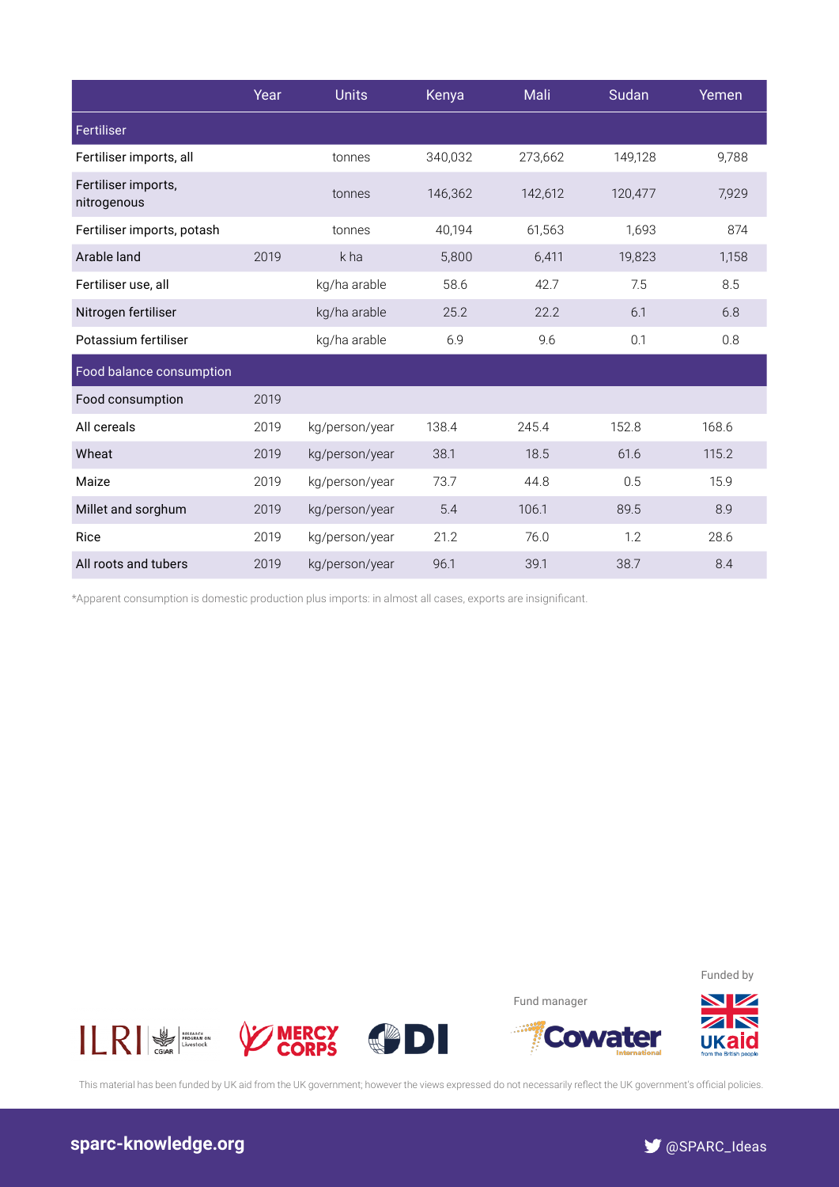| | Year | Units | Kenya | Mali | Sudan | Yemen |
|---|---|---|---|---|---|---|
| Fertiliser | | | | | | |
| Fertiliser imports, all | | tonnes | 340,032 | 273,662 | 149,128 | 9,788 |
| Fertiliser imports, nitrogenous | | tonnes | 146,362 | 142,612 | 120,477 | 7,929 |
| Fertiliser imports, potash | | tonnes | 40,194 | 61,563 | 1,693 | 874 |
| Arable land | 2019 | k ha | 5,800 | 6,411 | 19,823 | 1,158 |
| Fertiliser use, all | | kg/ha arable | 58.6 | 42.7 | 7.5 | 8.5 |
| Nitrogen fertiliser | | kg/ha arable | 25.2 | 22.2 | 6.1 | 6.8 |
| Potassium fertiliser | | kg/ha arable | 6.9 | 9.6 | 0.1 | 0.8 |
| Food balance consumption | | | | | | |
| Food consumption | 2019 | | | | | |
| All cereals | 2019 | kg/person/year | 138.4 | 245.4 | 152.8 | 168.6 |
| Wheat | 2019 | kg/person/year | 38.1 | 18.5 | 61.6 | 115.2 |
| Maize | 2019 | kg/person/year | 73.7 | 44.8 | 0.5 | 15.9 |
| Millet and sorghum | 2019 | kg/person/year | 5.4 | 106.1 | 89.5 | 8.9 |
| Rice | 2019 | kg/person/year | 21.2 | 76.0 | 1.2 | 28.6 |
| All roots and tubers | 2019 | kg/person/year | 96.1 | 39.1 | 38.7 | 8.4 |

*Apparent consumption is domestic production plus imports: in almost all cases, exports are insignificant.

Fund manager

Funded by

This material has been funded by UK aid from the UK government; however the views expressed do not necessarily reflect the UK government's official policies.

sparc-knowledge.org

@SPARC_Ideas